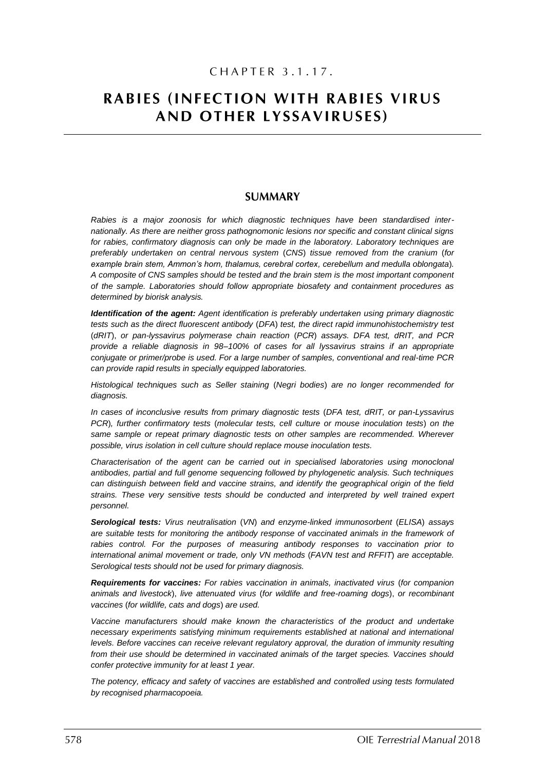# CHAPTER 3.1.17.

# RABIES (INFECTION WITH RABIES VIRUS AND OTHER LYSSAVIRUSES)

## SUMMARY

*Rabies is a major zoonosis for which diagnostic techniques have been standardised internationally. As there are neither gross pathognomonic lesions nor specific and constant clinical signs for rabies, confirmatory diagnosis can only be made in the laboratory. Laboratory techniques are preferably undertaken on central nervous system (CNS) tissue removed from the cranium (for example brain stem, Ammon's horn, thalamus, cerebral cortex, cerebellum and medulla oblongata). A composite of CNS samples should be tested and the brain stem is the most important component of the sample. Laboratories should follow appropriate biosafety and containment procedures as determined by biorisk analysis.*

***Identification of the agent:*** *Agent identification is preferably undertaken using primary diagnostic tests such as the direct fluorescent antibody (DFA) test, the direct rapid immunohistochemistry test (dRIT), or pan-lyssavirus polymerase chain reaction (PCR) assays. DFA test, dRIT, and PCR provide a reliable diagnosis in 98–100% of cases for all lyssavirus strains if an appropriate conjugate or primer/probe is used. For a large number of samples, conventional and real-time PCR can provide rapid results in specially equipped laboratories.*

*Histological techniques such as Seller staining (Negri bodies) are no longer recommended for diagnosis.*

*In cases of inconclusive results from primary diagnostic tests (DFA test, dRIT, or pan-Lyssavirus PCR), further confirmatory tests (molecular tests, cell culture or mouse inoculation tests) on the same sample or repeat primary diagnostic tests on other samples are recommended. Wherever possible, virus isolation in cell culture should replace mouse inoculation tests.*

*Characterisation of the agent can be carried out in specialised laboratories using monoclonal antibodies, partial and full genome sequencing followed by phylogenetic analysis. Such techniques can distinguish between field and vaccine strains, and identify the geographical origin of the field strains. These very sensitive tests should be conducted and interpreted by well trained expert personnel.*

***Serological tests:*** *Virus neutralisation (VN) and enzyme-linked immunosorbent (ELISA) assays are suitable tests for monitoring the antibody response of vaccinated animals in the framework of rabies control. For the purposes of measuring antibody responses to vaccination prior to international animal movement or trade, only VN methods (FAVN test and RFFIT) are acceptable. Serological tests should not be used for primary diagnosis.*

***Requirements for vaccines:*** *For rabies vaccination in animals, inactivated virus (for companion animals and livestock), live attenuated virus (for wildlife and free-roaming dogs), or recombinant vaccines (for wildlife, cats and dogs) are used.*

*Vaccine manufacturers should make known the characteristics of the product and undertake necessary experiments satisfying minimum requirements established at national and international levels. Before vaccines can receive relevant regulatory approval, the duration of immunity resulting from their use should be determined in vaccinated animals of the target species. Vaccines should confer protective immunity for at least 1 year.*

*The potency, efficacy and safety of vaccines are established and controlled using tests formulated by recognised pharmacopoeia.*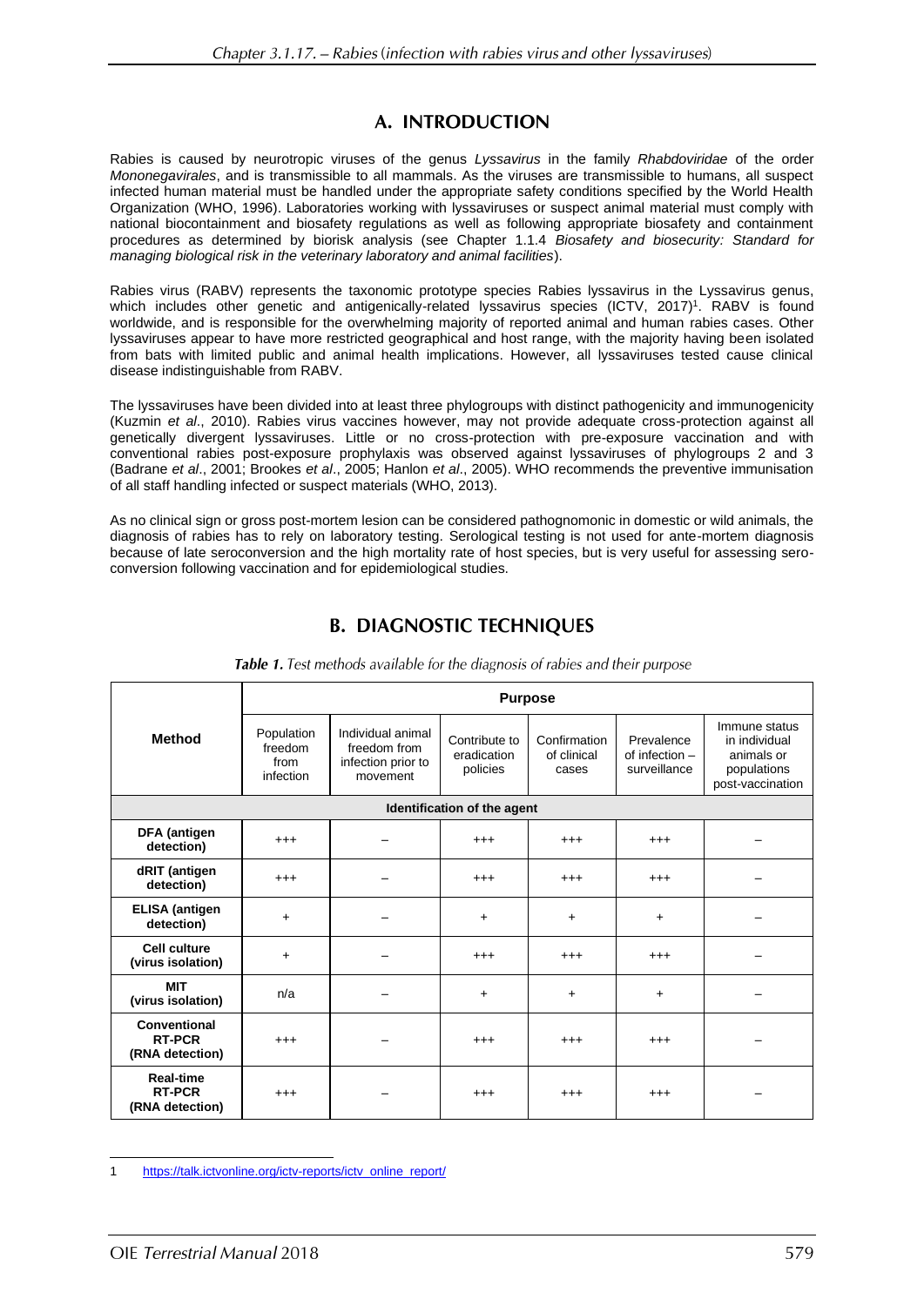## A. INTRODUCTION

Rabies is caused by neurotropic viruses of the genus *Lyssavirus* in the family *Rhabdoviridae* of the order *Mononegavirales*, and is transmissible to all mammals. As the viruses are transmissible to humans, all suspect infected human material must be handled under the appropriate safety conditions specified by the World Health Organization (WHO, 1996). Laboratories working with lyssaviruses or suspect animal material must comply with national biocontainment and biosafety regulations as well as following appropriate biosafety and containment procedures as determined by biorisk analysis (see Chapter 1.1.4 *Biosafety and biosecurity: Standard for managing biological risk in the veterinary laboratory and animal facilities*).

Rabies virus (RABV) represents the taxonomic prototype species Rabies lyssavirus in the Lyssavirus genus, which includes other genetic and antigenically-related lyssavirus species (ICTV, 2017)[1]. RABV is found worldwide, and is responsible for the overwhelming majority of reported animal and human rabies cases. Other lyssaviruses appear to have more restricted geographical and host range, with the majority having been isolated from bats with limited public and animal health implications. However, all lyssaviruses tested cause clinical disease indistinguishable from RABV.

The lyssaviruses have been divided into at least three phylogroups with distinct pathogenicity and immunogenicity (Kuzmin *et al*., 2010). Rabies virus vaccines however, may not provide adequate cross-protection against all genetically divergent lyssaviruses. Little or no cross-protection with pre-exposure vaccination and with conventional rabies post-exposure prophylaxis was observed against lyssaviruses of phylogroups 2 and 3 (Badrane *et al*., 2001; Brookes *et al*., 2005; Hanlon *et al*., 2005). WHO recommends the preventive immunisation of all staff handling infected or suspect materials (WHO, 2013).

As no clinical sign or gross post-mortem lesion can be considered pathognomonic in domestic or wild animals, the diagnosis of rabies has to rely on laboratory testing. Serological testing is not used for ante-mortem diagnosis because of late seroconversion and the high mortality rate of host species, but is very useful for assessing sero-conversion following vaccination and for epidemiological studies.

## B. DIAGNOSTIC TECHNIQUES

***Table 1.*** *Test methods available for the diagnosis of rabies and their purpose*

| Method | Purpose | | | | | |
|---|---|---|---|---|---|---|
| | Population freedom from infection | Individual animal freedom from infection prior to movement | Contribute to eradication policies | Confirmation of clinical cases | Prevalence of infection – surveillance | Immune status in individual animals or populations post-vaccination |
| **Identification of the agent** | | | | | | |
| **DFA (antigen detection)** | +++ | – | +++ | +++ | +++ | – |
| **dRIT (antigen detection)** | +++ | – | +++ | +++ | +++ | – |
| **ELISA (antigen detection)** | + | – | + | + | + | – |
| **Cell culture (virus isolation)** | + | – | +++ | +++ | +++ | – |
| **MIT (virus isolation)** | n/a | – | + | + | + | – |
| **Conventional RT-PCR (RNA detection)** | +++ | – | +++ | +++ | +++ | – |
| **Real-time RT-PCR (RNA detection)** | +++ | – | +++ | +++ | +++ | – |

1 https://talk.ictvonline.org/ictv-reports/ictv_online_report/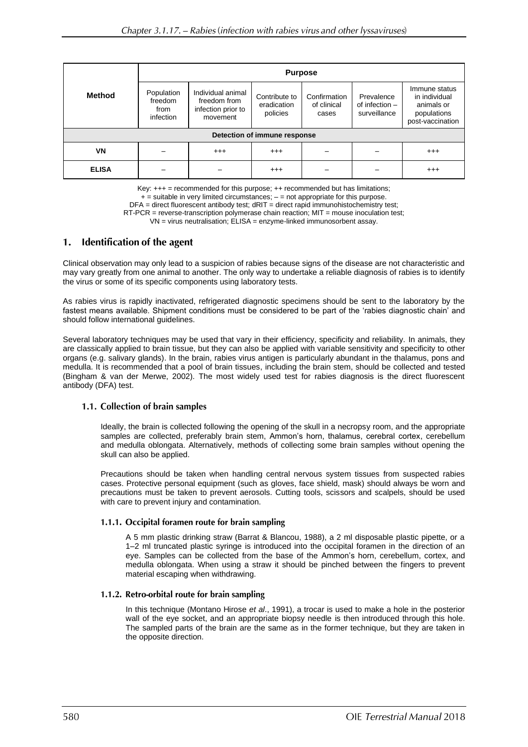| Method | Purpose | | | | | |
|---|---|---|---|---|---|---|
| | Population freedom from infection | Individual animal freedom from infection prior to movement | Contribute to eradication policies | Confirmation of clinical cases | Prevalence of infection – surveillance | Immune status in individual animals or populations post-vaccination |
| **Detection of immune response** | | | | | | |
| **VN** | – | +++ | +++ | – | – | +++ |
| **ELISA** | – | – | +++ | – | – | +++ |

Key: +++ = recommended for this purpose; ++ recommended but has limitations;
+ = suitable in very limited circumstances; – = not appropriate for this purpose.
DFA = direct fluorescent antibody test; dRIT = direct rapid immunohistochemistry test;
RT-PCR = reverse-transcription polymerase chain reaction; MIT = mouse inoculation test;
VN = virus neutralisation; ELISA = enzyme-linked immunosorbent assay.

## 1. Identification of the agent

Clinical observation may only lead to a suspicion of rabies because signs of the disease are not characteristic and may vary greatly from one animal to another. The only way to undertake a reliable diagnosis of rabies is to identify the virus or some of its specific components using laboratory tests.

As rabies virus is rapidly inactivated, refrigerated diagnostic specimens should be sent to the laboratory by the fastest means available. Shipment conditions must be considered to be part of the 'rabies diagnostic chain' and should follow international guidelines.

Several laboratory techniques may be used that vary in their efficiency, specificity and reliability. In animals, they are classically applied to brain tissue, but they can also be applied with variable sensitivity and specificity to other organs (e.g. salivary glands). In the brain, rabies virus antigen is particularly abundant in the thalamus, pons and medulla. It is recommended that a pool of brain tissues, including the brain stem, should be collected and tested (Bingham & van der Merwe, 2002). The most widely used test for rabies diagnosis is the direct fluorescent antibody (DFA) test.

### 1.1. Collection of brain samples

Ideally, the brain is collected following the opening of the skull in a necropsy room, and the appropriate samples are collected, preferably brain stem, Ammon's horn, thalamus, cerebral cortex, cerebellum and medulla oblongata. Alternatively, methods of collecting some brain samples without opening the skull can also be applied.

Precautions should be taken when handling central nervous system tissues from suspected rabies cases. Protective personal equipment (such as gloves, face shield, mask) should always be worn and precautions must be taken to prevent aerosols. Cutting tools, scissors and scalpels, should be used with care to prevent injury and contamination.

#### 1.1.1. Occipital foramen route for brain sampling

A 5 mm plastic drinking straw (Barrat & Blancou, 1988), a 2 ml disposable plastic pipette, or a 1–2 ml truncated plastic syringe is introduced into the occipital foramen in the direction of an eye. Samples can be collected from the base of the Ammon's horn, cerebellum, cortex, and medulla oblongata. When using a straw it should be pinched between the fingers to prevent material escaping when withdrawing.

#### 1.1.2. Retro-orbital route for brain sampling

In this technique (Montano Hirose *et al*., 1991), a trocar is used to make a hole in the posterior wall of the eye socket, and an appropriate biopsy needle is then introduced through this hole. The sampled parts of the brain are the same as in the former technique, but they are taken in the opposite direction.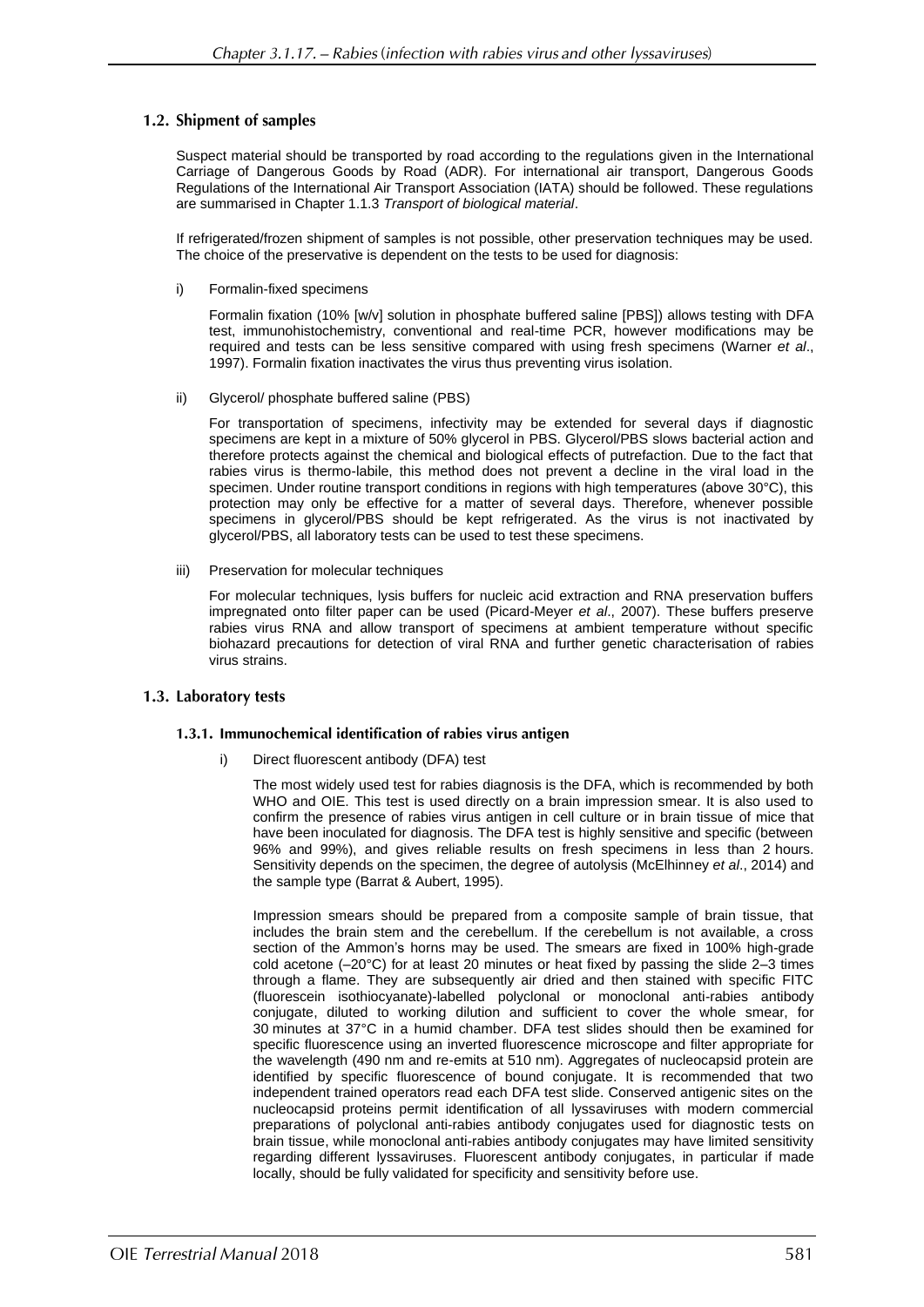### 1.2. Shipment of samples

Suspect material should be transported by road according to the regulations given in the International Carriage of Dangerous Goods by Road (ADR). For international air transport, Dangerous Goods Regulations of the International Air Transport Association (IATA) should be followed. These regulations are summarised in Chapter 1.1.3 *Transport of biological material*.

If refrigerated/frozen shipment of samples is not possible, other preservation techniques may be used. The choice of the preservative is dependent on the tests to be used for diagnosis:

i) Formalin-fixed specimens

Formalin fixation (10% [w/v] solution in phosphate buffered saline [PBS]) allows testing with DFA test, immunohistochemistry, conventional and real-time PCR, however modifications may be required and tests can be less sensitive compared with using fresh specimens (Warner *et al*., 1997). Formalin fixation inactivates the virus thus preventing virus isolation.

ii) Glycerol/ phosphate buffered saline (PBS)

For transportation of specimens, infectivity may be extended for several days if diagnostic specimens are kept in a mixture of 50% glycerol in PBS. Glycerol/PBS slows bacterial action and therefore protects against the chemical and biological effects of putrefaction. Due to the fact that rabies virus is thermo-labile, this method does not prevent a decline in the viral load in the specimen. Under routine transport conditions in regions with high temperatures (above 30°C), this protection may only be effective for a matter of several days. Therefore, whenever possible specimens in glycerol/PBS should be kept refrigerated. As the virus is not inactivated by glycerol/PBS, all laboratory tests can be used to test these specimens.

iii) Preservation for molecular techniques

For molecular techniques, lysis buffers for nucleic acid extraction and RNA preservation buffers impregnated onto filter paper can be used (Picard-Meyer *et al*., 2007). These buffers preserve rabies virus RNA and allow transport of specimens at ambient temperature without specific biohazard precautions for detection of viral RNA and further genetic characterisation of rabies virus strains.

### 1.3. Laboratory tests

#### 1.3.1. Immunochemical identification of rabies virus antigen

i) Direct fluorescent antibody (DFA) test

The most widely used test for rabies diagnosis is the DFA, which is recommended by both WHO and OIE. This test is used directly on a brain impression smear. It is also used to confirm the presence of rabies virus antigen in cell culture or in brain tissue of mice that have been inoculated for diagnosis. The DFA test is highly sensitive and specific (between 96% and 99%), and gives reliable results on fresh specimens in less than 2 hours. Sensitivity depends on the specimen, the degree of autolysis (McElhinney *et al*., 2014) and the sample type (Barrat & Aubert, 1995).

Impression smears should be prepared from a composite sample of brain tissue, that includes the brain stem and the cerebellum. If the cerebellum is not available, a cross section of the Ammon's horns may be used. The smears are fixed in 100% high-grade cold acetone (–20°C) for at least 20 minutes or heat fixed by passing the slide 2–3 times through a flame. They are subsequently air dried and then stained with specific FITC (fluorescein isothiocyanate)-labelled polyclonal or monoclonal anti-rabies antibody conjugate, diluted to working dilution and sufficient to cover the whole smear, for 30 minutes at 37°C in a humid chamber. DFA test slides should then be examined for specific fluorescence using an inverted fluorescence microscope and filter appropriate for the wavelength (490 nm and re-emits at 510 nm). Aggregates of nucleocapsid protein are identified by specific fluorescence of bound conjugate. It is recommended that two independent trained operators read each DFA test slide. Conserved antigenic sites on the nucleocapsid proteins permit identification of all lyssaviruses with modern commercial preparations of polyclonal anti-rabies antibody conjugates used for diagnostic tests on brain tissue, while monoclonal anti-rabies antibody conjugates may have limited sensitivity regarding different lyssaviruses. Fluorescent antibody conjugates, in particular if made locally, should be fully validated for specificity and sensitivity before use.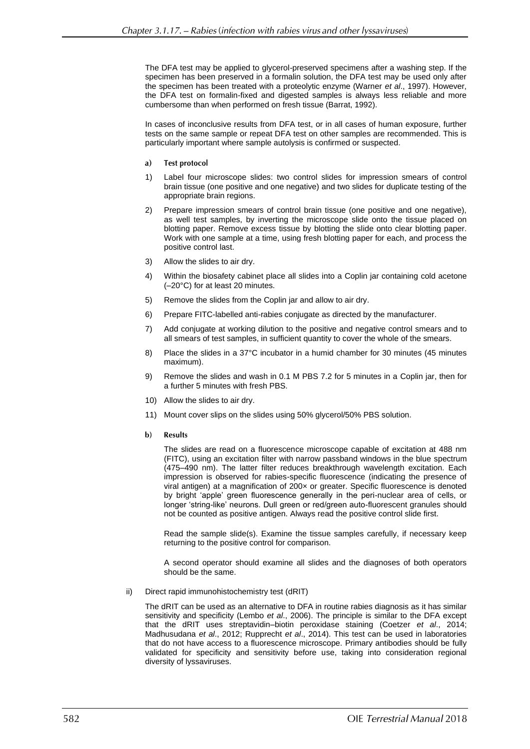The DFA test may be applied to glycerol-preserved specimens after a washing step. If the specimen has been preserved in a formalin solution, the DFA test may be used only after the specimen has been treated with a proteolytic enzyme (Warner *et al*., 1997). However, the DFA test on formalin-fixed and digested samples is always less reliable and more cumbersome than when performed on fresh tissue (Barrat, 1992).

In cases of inconclusive results from DFA test, or in all cases of human exposure, further tests on the same sample or repeat DFA test on other samples are recommended. This is particularly important where sample autolysis is confirmed or suspected.

**a) Test protocol**

1) Label four microscope slides: two control slides for impression smears of control brain tissue (one positive and one negative) and two slides for duplicate testing of the appropriate brain regions.
2) Prepare impression smears of control brain tissue (one positive and one negative), as well test samples, by inverting the microscope slide onto the tissue placed on blotting paper. Remove excess tissue by blotting the slide onto clear blotting paper. Work with one sample at a time, using fresh blotting paper for each, and process the positive control last.
3) Allow the slides to air dry.
4) Within the biosafety cabinet place all slides into a Coplin jar containing cold acetone (–20°C) for at least 20 minutes.
5) Remove the slides from the Coplin jar and allow to air dry.
6) Prepare FITC-labelled anti-rabies conjugate as directed by the manufacturer.
7) Add conjugate at working dilution to the positive and negative control smears and to all smears of test samples, in sufficient quantity to cover the whole of the smears.
8) Place the slides in a 37°C incubator in a humid chamber for 30 minutes (45 minutes maximum).
9) Remove the slides and wash in 0.1 M PBS 7.2 for 5 minutes in a Coplin jar, then for a further 5 minutes with fresh PBS.
10) Allow the slides to air dry.
11) Mount cover slips on the slides using 50% glycerol/50% PBS solution.

**b) Results**

The slides are read on a fluorescence microscope capable of excitation at 488 nm (FITC), using an excitation filter with narrow passband windows in the blue spectrum (475–490 nm). The latter filter reduces breakthrough wavelength excitation. Each impression is observed for rabies-specific fluorescence (indicating the presence of viral antigen) at a magnification of 200× or greater. Specific fluorescence is denoted by bright 'apple' green fluorescence generally in the peri-nuclear area of cells, or longer 'string-like' neurons. Dull green or red/green auto-fluorescent granules should not be counted as positive antigen. Always read the positive control slide first.

Read the sample slide(s). Examine the tissue samples carefully, if necessary keep returning to the positive control for comparison.

A second operator should examine all slides and the diagnoses of both operators should be the same.

ii) Direct rapid immunohistochemistry test (dRIT)

The dRIT can be used as an alternative to DFA in routine rabies diagnosis as it has similar sensitivity and specificity (Lembo *et al*., 2006). The principle is similar to the DFA except that the dRIT uses streptavidin–biotin peroxidase staining (Coetzer *et al*., 2014; Madhusudana *et al*., 2012; Rupprecht *et al*., 2014). This test can be used in laboratories that do not have access to a fluorescence microscope. Primary antibodies should be fully validated for specificity and sensitivity before use, taking into consideration regional diversity of lyssaviruses.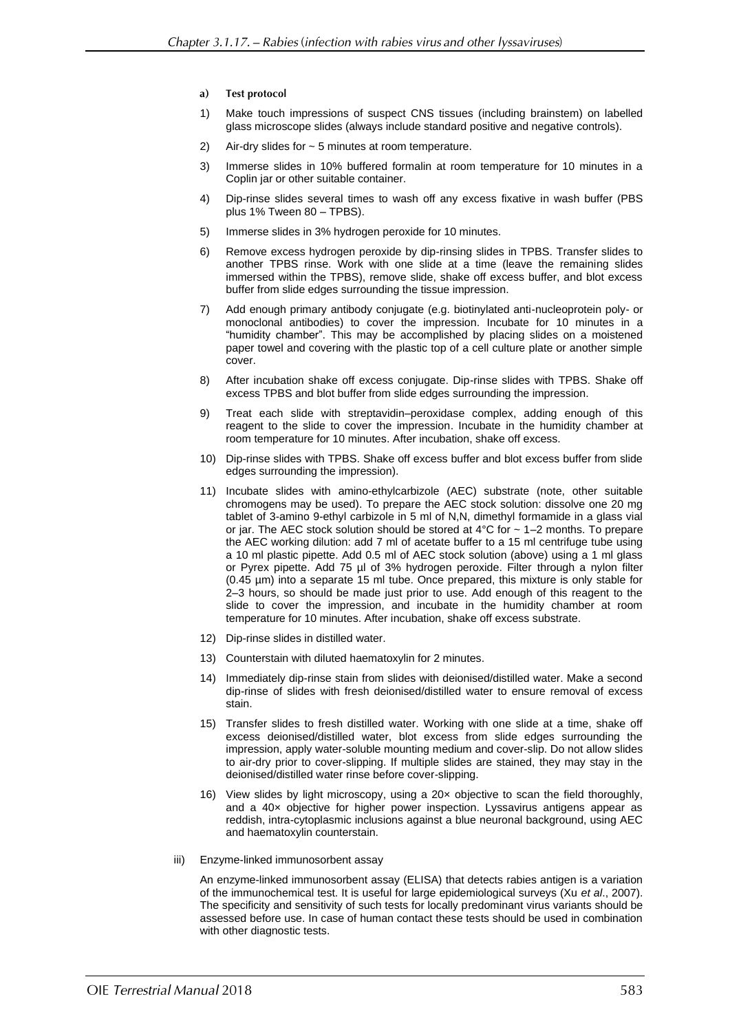#### a) Test protocol

1) Make touch impressions of suspect CNS tissues (including brainstem) on labelled glass microscope slides (always include standard positive and negative controls).

2) Air-dry slides for ~ 5 minutes at room temperature.

3) Immerse slides in 10% buffered formalin at room temperature for 10 minutes in a Coplin jar or other suitable container.

4) Dip-rinse slides several times to wash off any excess fixative in wash buffer (PBS plus 1% Tween 80 – TPBS).

5) Immerse slides in 3% hydrogen peroxide for 10 minutes.

6) Remove excess hydrogen peroxide by dip-rinsing slides in TPBS. Transfer slides to another TPBS rinse. Work with one slide at a time (leave the remaining slides immersed within the TPBS), remove slide, shake off excess buffer, and blot excess buffer from slide edges surrounding the tissue impression.

7) Add enough primary antibody conjugate (e.g. biotinylated anti-nucleoprotein poly- or monoclonal antibodies) to cover the impression. Incubate for 10 minutes in a "humidity chamber". This may be accomplished by placing slides on a moistened paper towel and covering with the plastic top of a cell culture plate or another simple cover.

8) After incubation shake off excess conjugate. Dip-rinse slides with TPBS. Shake off excess TPBS and blot buffer from slide edges surrounding the impression.

9) Treat each slide with streptavidin–peroxidase complex, adding enough of this reagent to the slide to cover the impression. Incubate in the humidity chamber at room temperature for 10 minutes. After incubation, shake off excess.

10) Dip-rinse slides with TPBS. Shake off excess buffer and blot excess buffer from slide edges surrounding the impression).

11) Incubate slides with amino-ethylcarbizole (AEC) substrate (note, other suitable chromogens may be used). To prepare the AEC stock solution: dissolve one 20 mg tablet of 3-amino 9-ethyl carbizole in 5 ml of N,N, dimethyl formamide in a glass vial or jar. The AEC stock solution should be stored at 4°C for ~ 1–2 months. To prepare the AEC working dilution: add 7 ml of acetate buffer to a 15 ml centrifuge tube using a 10 ml plastic pipette. Add 0.5 ml of AEC stock solution (above) using a 1 ml glass or Pyrex pipette. Add 75 µl of 3% hydrogen peroxide. Filter through a nylon filter (0.45 µm) into a separate 15 ml tube. Once prepared, this mixture is only stable for 2–3 hours, so should be made just prior to use. Add enough of this reagent to the slide to cover the impression, and incubate in the humidity chamber at room temperature for 10 minutes. After incubation, shake off excess substrate.

12) Dip-rinse slides in distilled water.

13) Counterstain with diluted haematoxylin for 2 minutes.

14) Immediately dip-rinse stain from slides with deionised/distilled water. Make a second dip-rinse of slides with fresh deionised/distilled water to ensure removal of excess stain.

15) Transfer slides to fresh distilled water. Working with one slide at a time, shake off excess deionised/distilled water, blot excess from slide edges surrounding the impression, apply water-soluble mounting medium and cover-slip. Do not allow slides to air-dry prior to cover-slipping. If multiple slides are stained, they may stay in the deionised/distilled water rinse before cover-slipping.

16) View slides by light microscopy, using a 20× objective to scan the field thoroughly, and a 40× objective for higher power inspection. Lyssavirus antigens appear as reddish, intra-cytoplasmic inclusions against a blue neuronal background, using AEC and haematoxylin counterstain.

iii) Enzyme-linked immunosorbent assay

An enzyme-linked immunosorbent assay (ELISA) that detects rabies antigen is a variation of the immunochemical test. It is useful for large epidemiological surveys (Xu *et al*., 2007). The specificity and sensitivity of such tests for locally predominant virus variants should be assessed before use. In case of human contact these tests should be used in combination with other diagnostic tests.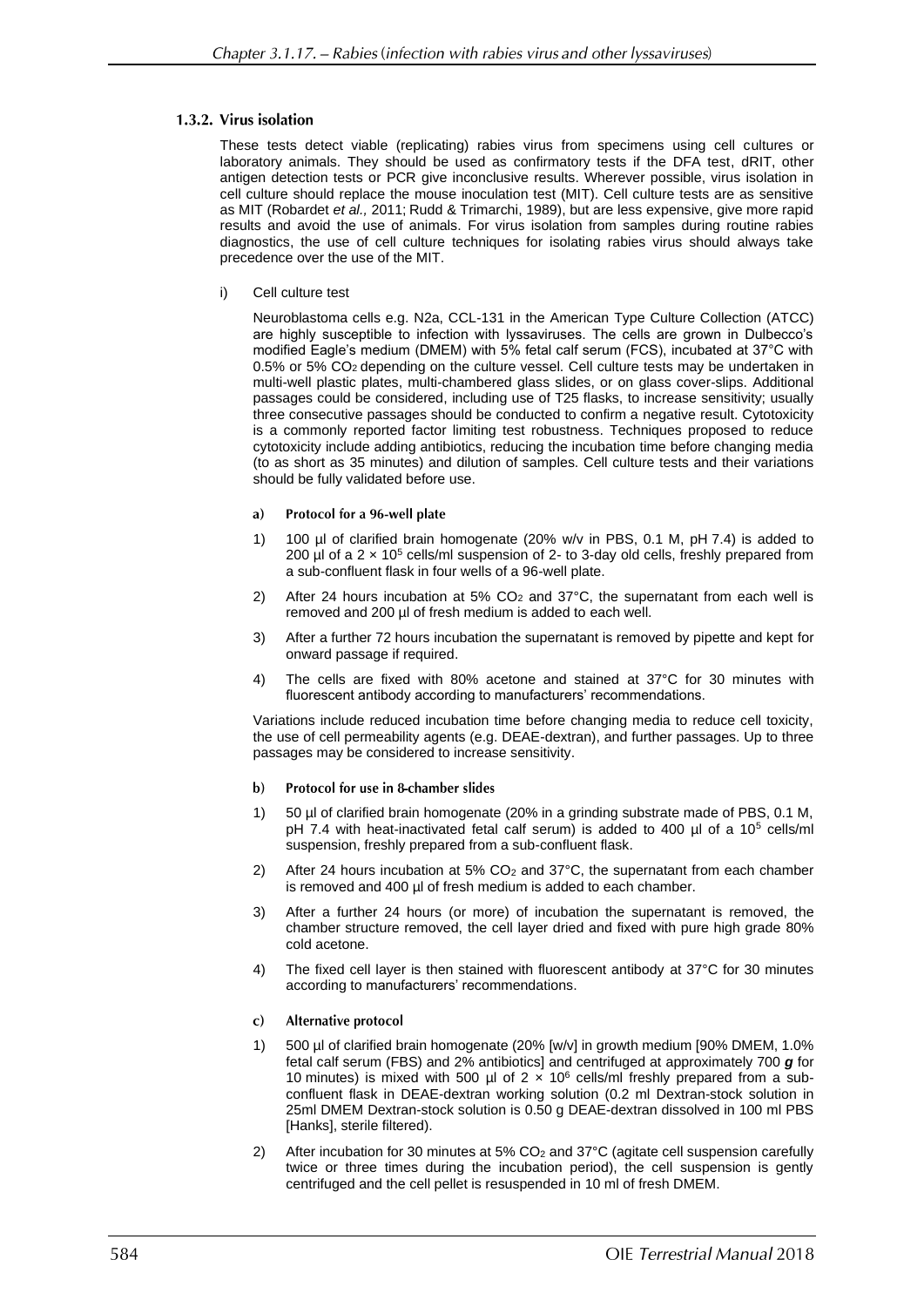#### 1.3.2. Virus isolation

These tests detect viable (replicating) rabies virus from specimens using cell cultures or laboratory animals. They should be used as confirmatory tests if the DFA test, dRIT, other antigen detection tests or PCR give inconclusive results. Wherever possible, virus isolation in cell culture should replace the mouse inoculation test (MIT). Cell culture tests are as sensitive as MIT (Robardet *et al.,* 2011; Rudd & Trimarchi, 1989), but are less expensive, give more rapid results and avoid the use of animals. For virus isolation from samples during routine rabies diagnostics, the use of cell culture techniques for isolating rabies virus should always take precedence over the use of the MIT.

i) Cell culture test

Neuroblastoma cells e.g. N2a, CCL-131 in the American Type Culture Collection (ATCC) are highly susceptible to infection with lyssaviruses. The cells are grown in Dulbecco's modified Eagle's medium (DMEM) with 5% fetal calf serum (FCS), incubated at 37°C with 0.5% or 5% $CO_2$ depending on the culture vessel. Cell culture tests may be undertaken in multi-well plastic plates, multi-chambered glass slides, or on glass cover-slips. Additional passages could be considered, including use of T25 flasks, to increase sensitivity; usually three consecutive passages should be conducted to confirm a negative result. Cytotoxicity is a commonly reported factor limiting test robustness. Techniques proposed to reduce cytotoxicity include adding antibiotics, reducing the incubation time before changing media (to as short as 35 minutes) and dilution of samples. Cell culture tests and their variations should be fully validated before use.

**a) Protocol for a 96-well plate**

1) 100 µl of clarified brain homogenate (20% w/v in PBS, 0.1 M, pH 7.4) is added to 200 µl of a $2 \times 10^5$ cells/ml suspension of 2- to 3-day old cells, freshly prepared from a sub-confluent flask in four wells of a 96-well plate.

2) After 24 hours incubation at 5% $CO_2$ and 37°C, the supernatant from each well is removed and 200 µl of fresh medium is added to each well.

3) After a further 72 hours incubation the supernatant is removed by pipette and kept for onward passage if required.

4) The cells are fixed with 80% acetone and stained at 37°C for 30 minutes with fluorescent antibody according to manufacturers' recommendations.

Variations include reduced incubation time before changing media to reduce cell toxicity, the use of cell permeability agents (e.g. DEAE-dextran), and further passages. Up to three passages may be considered to increase sensitivity.

**b) Protocol for use in 8-chamber slides**

1) 50 µl of clarified brain homogenate (20% in a grinding substrate made of PBS, 0.1 M, pH 7.4 with heat-inactivated fetal calf serum) is added to 400 µl of a $10^5$ cells/ml suspension, freshly prepared from a sub-confluent flask.

2) After 24 hours incubation at 5% $CO_2$ and 37°C, the supernatant from each chamber is removed and 400 µl of fresh medium is added to each chamber.

3) After a further 24 hours (or more) of incubation the supernatant is removed, the chamber structure removed, the cell layer dried and fixed with pure high grade 80% cold acetone.

4) The fixed cell layer is then stained with fluorescent antibody at 37°C for 30 minutes according to manufacturers' recommendations.

**c) Alternative protocol**

1) 500 µl of clarified brain homogenate (20% [w/v] in growth medium [90% DMEM, 1.0% fetal calf serum (FBS) and 2% antibiotics] and centrifuged at approximately 700 ***g*** for 10 minutes) is mixed with 500 µl of $2 \times 10^6$ cells/ml freshly prepared from a sub-confluent flask in DEAE-dextran working solution (0.2 ml Dextran-stock solution in 25ml DMEM Dextran-stock solution is 0.50 g DEAE-dextran dissolved in 100 ml PBS [Hanks], sterile filtered).

2) After incubation for 30 minutes at 5% $CO_2$ and 37°C (agitate cell suspension carefully twice or three times during the incubation period), the cell suspension is gently centrifuged and the cell pellet is resuspended in 10 ml of fresh DMEM.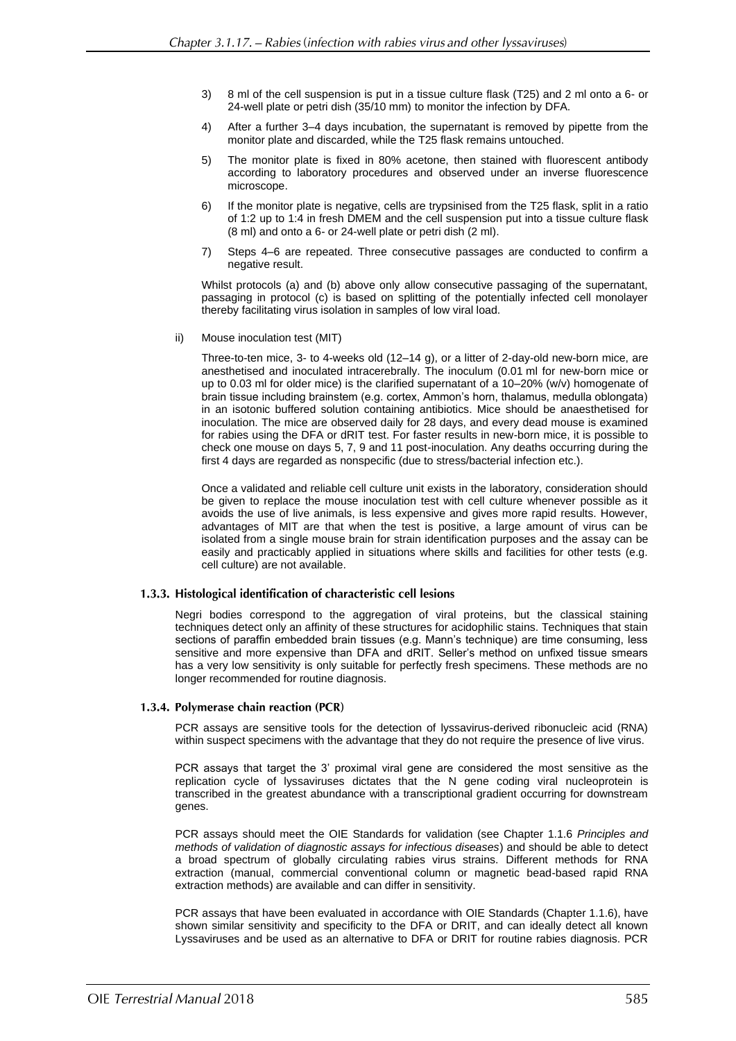3) 8 ml of the cell suspension is put in a tissue culture flask (T25) and 2 ml onto a 6- or 24-well plate or petri dish (35/10 mm) to monitor the infection by DFA.

4) After a further 3–4 days incubation, the supernatant is removed by pipette from the monitor plate and discarded, while the T25 flask remains untouched.

5) The monitor plate is fixed in 80% acetone, then stained with fluorescent antibody according to laboratory procedures and observed under an inverse fluorescence microscope.

6) If the monitor plate is negative, cells are trypsinised from the T25 flask, split in a ratio of 1:2 up to 1:4 in fresh DMEM and the cell suspension put into a tissue culture flask (8 ml) and onto a 6- or 24-well plate or petri dish (2 ml).

7) Steps 4–6 are repeated. Three consecutive passages are conducted to confirm a negative result.

Whilst protocols (a) and (b) above only allow consecutive passaging of the supernatant, passaging in protocol (c) is based on splitting of the potentially infected cell monolayer thereby facilitating virus isolation in samples of low viral load.

ii) Mouse inoculation test (MIT)

Three-to-ten mice, 3- to 4-weeks old (12–14 g), or a litter of 2-day-old new-born mice, are anesthetised and inoculated intracerebrally. The inoculum (0.01 ml for new-born mice or up to 0.03 ml for older mice) is the clarified supernatant of a 10–20% (w/v) homogenate of brain tissue including brainstem (e.g. cortex, Ammon's horn, thalamus, medulla oblongata) in an isotonic buffered solution containing antibiotics. Mice should be anaesthetised for inoculation. The mice are observed daily for 28 days, and every dead mouse is examined for rabies using the DFA or dRIT test. For faster results in new-born mice, it is possible to check one mouse on days 5, 7, 9 and 11 post-inoculation. Any deaths occurring during the first 4 days are regarded as nonspecific (due to stress/bacterial infection etc.).

Once a validated and reliable cell culture unit exists in the laboratory, consideration should be given to replace the mouse inoculation test with cell culture whenever possible as it avoids the use of live animals, is less expensive and gives more rapid results. However, advantages of MIT are that when the test is positive, a large amount of virus can be isolated from a single mouse brain for strain identification purposes and the assay can be easily and practicably applied in situations where skills and facilities for other tests (e.g. cell culture) are not available.

### 1.3.3. Histological identification of characteristic cell lesions

Negri bodies correspond to the aggregation of viral proteins, but the classical staining techniques detect only an affinity of these structures for acidophilic stains. Techniques that stain sections of paraffin embedded brain tissues (e.g. Mann's technique) are time consuming, less sensitive and more expensive than DFA and dRIT. Seller's method on unfixed tissue smears has a very low sensitivity is only suitable for perfectly fresh specimens. These methods are no longer recommended for routine diagnosis.

### 1.3.4. Polymerase chain reaction (PCR)

PCR assays are sensitive tools for the detection of lyssavirus-derived ribonucleic acid (RNA) within suspect specimens with the advantage that they do not require the presence of live virus.

PCR assays that target the 3' proximal viral gene are considered the most sensitive as the replication cycle of lyssaviruses dictates that the N gene coding viral nucleoprotein is transcribed in the greatest abundance with a transcriptional gradient occurring for downstream genes.

PCR assays should meet the OIE Standards for validation (see Chapter 1.1.6 *Principles and methods of validation of diagnostic assays for infectious diseases*) and should be able to detect a broad spectrum of globally circulating rabies virus strains. Different methods for RNA extraction (manual, commercial conventional column or magnetic bead-based rapid RNA extraction methods) are available and can differ in sensitivity.

PCR assays that have been evaluated in accordance with OIE Standards (Chapter 1.1.6), have shown similar sensitivity and specificity to the DFA or DRIT, and can ideally detect all known Lyssaviruses and be used as an alternative to DFA or DRIT for routine rabies diagnosis. PCR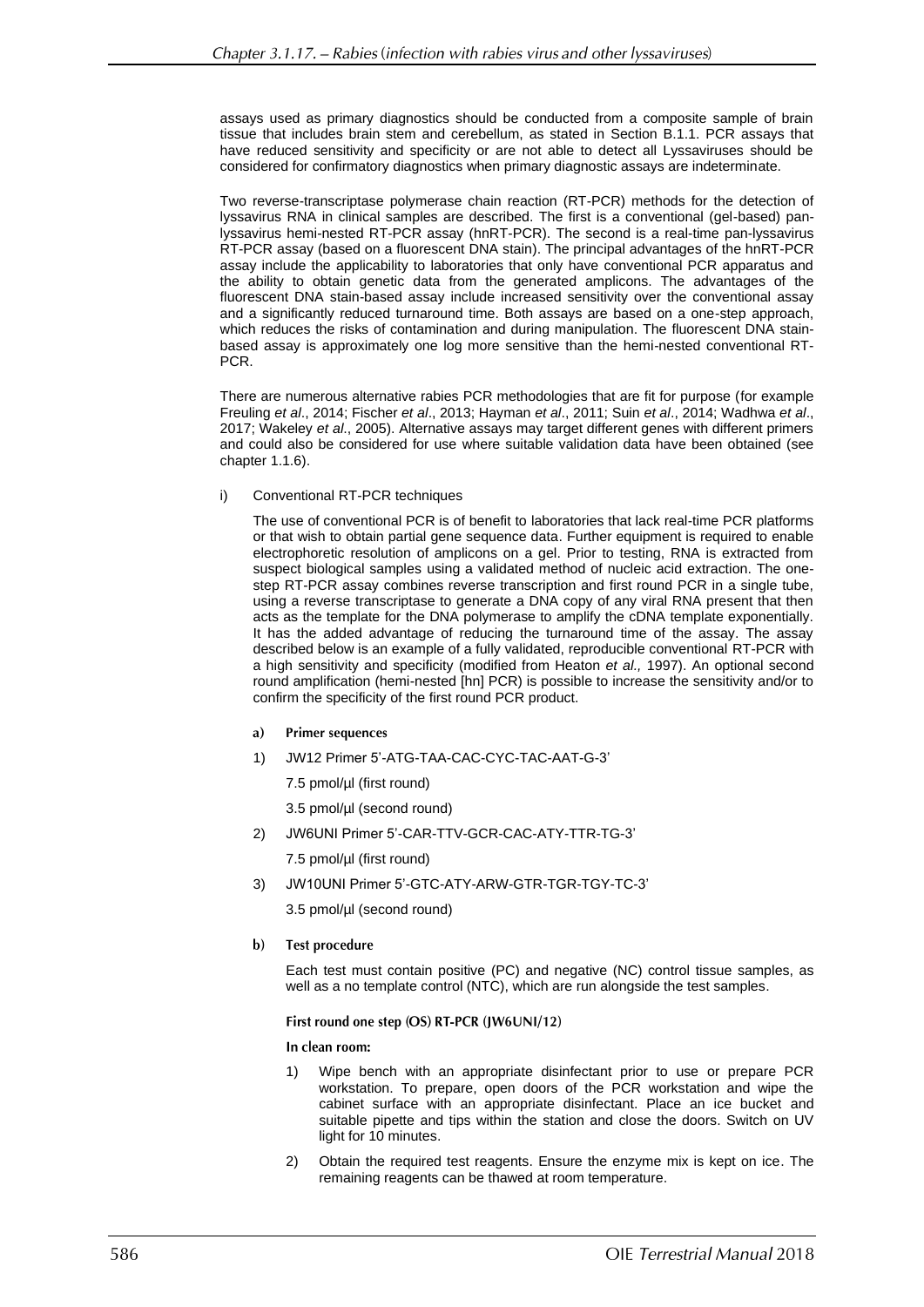assays used as primary diagnostics should be conducted from a composite sample of brain tissue that includes brain stem and cerebellum, as stated in Section B.1.1. PCR assays that have reduced sensitivity and specificity or are not able to detect all Lyssaviruses should be considered for confirmatory diagnostics when primary diagnostic assays are indeterminate.

Two reverse-transcriptase polymerase chain reaction (RT-PCR) methods for the detection of lyssavirus RNA in clinical samples are described. The first is a conventional (gel-based) pan-lyssavirus hemi-nested RT-PCR assay (hnRT-PCR). The second is a real-time pan-lyssavirus RT-PCR assay (based on a fluorescent DNA stain). The principal advantages of the hnRT-PCR assay include the applicability to laboratories that only have conventional PCR apparatus and the ability to obtain genetic data from the generated amplicons. The advantages of the fluorescent DNA stain-based assay include increased sensitivity over the conventional assay and a significantly reduced turnaround time. Both assays are based on a one-step approach, which reduces the risks of contamination and during manipulation. The fluorescent DNA stain-based assay is approximately one log more sensitive than the hemi-nested conventional RT-PCR.

There are numerous alternative rabies PCR methodologies that are fit for purpose (for example Freuling *et al*., 2014; Fischer *et al*., 2013; Hayman *et al*., 2011; Suin *et al*., 2014; Wadhwa *et al*., 2017; Wakeley *et al*., 2005). Alternative assays may target different genes with different primers and could also be considered for use where suitable validation data have been obtained (see chapter 1.1.6).

i) Conventional RT-PCR techniques

The use of conventional PCR is of benefit to laboratories that lack real-time PCR platforms or that wish to obtain partial gene sequence data. Further equipment is required to enable electrophoretic resolution of amplicons on a gel. Prior to testing, RNA is extracted from suspect biological samples using a validated method of nucleic acid extraction. The one-step RT-PCR assay combines reverse transcription and first round PCR in a single tube, using a reverse transcriptase to generate a DNA copy of any viral RNA present that then acts as the template for the DNA polymerase to amplify the cDNA template exponentially. It has the added advantage of reducing the turnaround time of the assay. The assay described below is an example of a fully validated, reproducible conventional RT-PCR with a high sensitivity and specificity (modified from Heaton *et al.,* 1997). An optional second round amplification (hemi-nested [hn] PCR) is possible to increase the sensitivity and/or to confirm the specificity of the first round PCR product.

**a) Primer sequences**

1) JW12 Primer 5'-ATG-TAA-CAC-CYC-TAC-AAT-G-3'

   7.5 pmol/µl (first round)

   3.5 pmol/µl (second round)

2) JW6UNI Primer 5'-CAR-TTV-GCR-CAC-ATY-TTR-TG-3'

   7.5 pmol/µl (first round)

3) JW10UNI Primer 5'-GTC-ATY-ARW-GTR-TGR-TGY-TC-3'

   3.5 pmol/µl (second round)

**b) Test procedure**

Each test must contain positive (PC) and negative (NC) control tissue samples, as well as a no template control (NTC), which are run alongside the test samples.

**First round one step (OS) RT-PCR (JW6UNI/12)**

**In clean room:**

1) Wipe bench with an appropriate disinfectant prior to use or prepare PCR workstation. To prepare, open doors of the PCR workstation and wipe the cabinet surface with an appropriate disinfectant. Place an ice bucket and suitable pipette and tips within the station and close the doors. Switch on UV light for 10 minutes.

2) Obtain the required test reagents. Ensure the enzyme mix is kept on ice. The remaining reagents can be thawed at room temperature.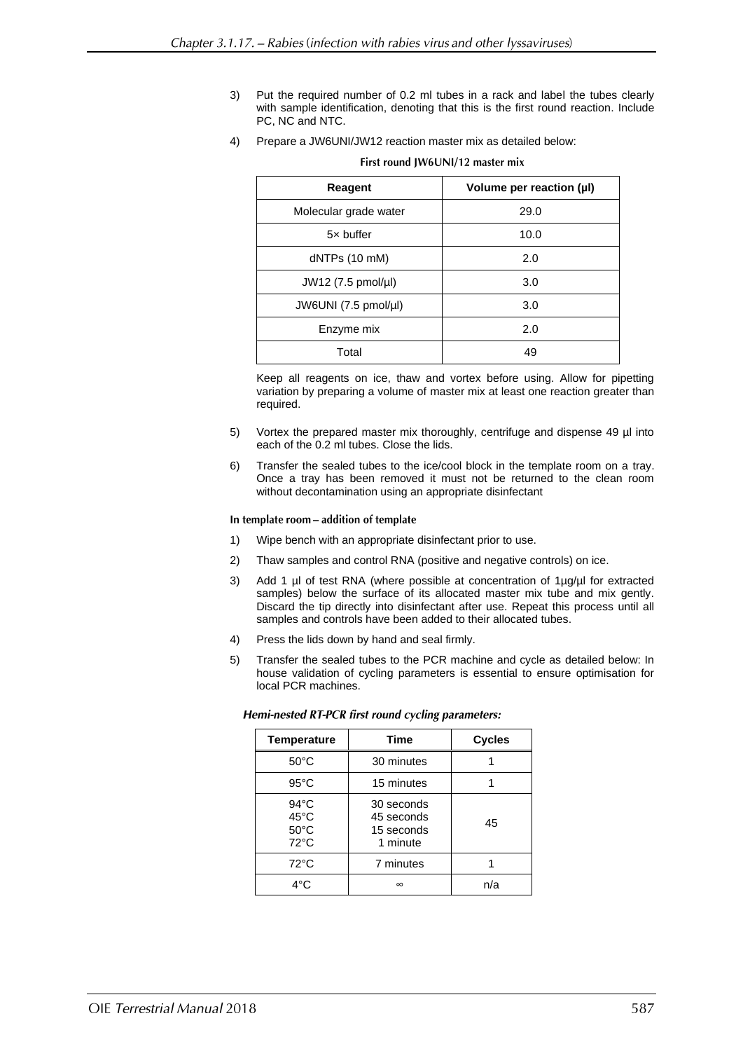3) Put the required number of 0.2 ml tubes in a rack and label the tubes clearly with sample identification, denoting that this is the first round reaction. Include PC, NC and NTC.

4) Prepare a JW6UNI/JW12 reaction master mix as detailed below:

**First round JW6UNI/12 master mix**

| Reagent | Volume per reaction (µl) |
|---|---|
| Molecular grade water | 29.0 |
| 5× buffer | 10.0 |
| dNTPs (10 mM) | 2.0 |
| JW12 (7.5 pmol/µl) | 3.0 |
| JW6UNI (7.5 pmol/µl) | 3.0 |
| Enzyme mix | 2.0 |
| Total | 49 |

Keep all reagents on ice, thaw and vortex before using. Allow for pipetting variation by preparing a volume of master mix at least one reaction greater than required.

5) Vortex the prepared master mix thoroughly, centrifuge and dispense 49 µl into each of the 0.2 ml tubes. Close the lids.

6) Transfer the sealed tubes to the ice/cool block in the template room on a tray. Once a tray has been removed it must not be returned to the clean room without decontamination using an appropriate disinfectant

**In template room – addition of template**

1) Wipe bench with an appropriate disinfectant prior to use.

2) Thaw samples and control RNA (positive and negative controls) on ice.

3) Add 1 µl of test RNA (where possible at concentration of 1µg/µl for extracted samples) below the surface of its allocated master mix tube and mix gently. Discard the tip directly into disinfectant after use. Repeat this process until all samples and controls have been added to their allocated tubes.

4) Press the lids down by hand and seal firmly.

5) Transfer the sealed tubes to the PCR machine and cycle as detailed below: In house validation of cycling parameters is essential to ensure optimisation for local PCR machines.

***Hemi-nested RT-PCR first round cycling parameters:***

| Temperature | Time | Cycles |
|---|---|---|
| 50°C | 30 minutes | 1 |
| 95°C | 15 minutes | 1 |
| 94°C<br>45°C<br>50°C<br>72°C | 30 seconds<br>45 seconds<br>15 seconds<br>1 minute | 45 |
| 72°C | 7 minutes | 1 |
| 4°C | ∞ | n/a |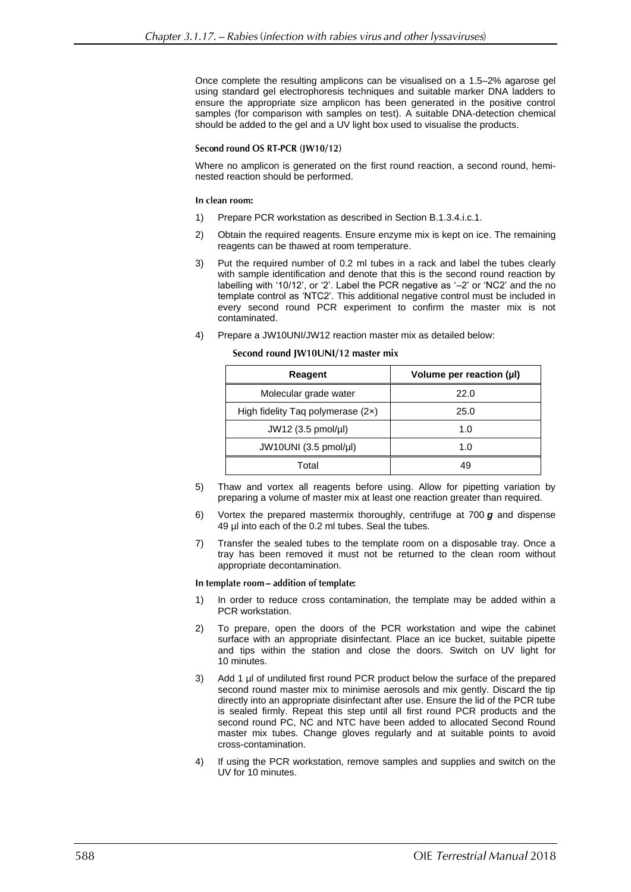Once complete the resulting amplicons can be visualised on a 1.5–2% agarose gel using standard gel electrophoresis techniques and suitable marker DNA ladders to ensure the appropriate size amplicon has been generated in the positive control samples (for comparison with samples on test). A suitable DNA-detection chemical should be added to the gel and a UV light box used to visualise the products.

#### Second round OS RT-PCR (JW10/12)

Where no amplicon is generated on the first round reaction, a second round, hemi-nested reaction should be performed.

**In clean room:**

1) Prepare PCR workstation as described in Section B.1.3.4.i.c.1.
2) Obtain the required reagents. Ensure enzyme mix is kept on ice. The remaining reagents can be thawed at room temperature.
3) Put the required number of 0.2 ml tubes in a rack and label the tubes clearly with sample identification and denote that this is the second round reaction by labelling with '10/12', or '2'. Label the PCR negative as '–2' or 'NC2' and the no template control as 'NTC2'. This additional negative control must be included in every second round PCR experiment to confirm the master mix is not contaminated.
4) Prepare a JW10UNI/JW12 reaction master mix as detailed below:

**Second round JW10UNI/12 master mix**

| Reagent | Volume per reaction (µl) |
|---|---|
| Molecular grade water | 22.0 |
| High fidelity Taq polymerase (2×) | 25.0 |
| JW12 (3.5 pmol/µl) | 1.0 |
| JW10UNI (3.5 pmol/µl) | 1.0 |
| Total | 49 |

5) Thaw and vortex all reagents before using. Allow for pipetting variation by preparing a volume of master mix at least one reaction greater than required.
6) Vortex the prepared mastermix thoroughly, centrifuge at 700 ***g*** and dispense 49 µl into each of the 0.2 ml tubes. Seal the tubes.
7) Transfer the sealed tubes to the template room on a disposable tray. Once a tray has been removed it must not be returned to the clean room without appropriate decontamination.

**In template room – addition of template:**

1) In order to reduce cross contamination, the template may be added within a PCR workstation.
2) To prepare, open the doors of the PCR workstation and wipe the cabinet surface with an appropriate disinfectant. Place an ice bucket, suitable pipette and tips within the station and close the doors. Switch on UV light for 10 minutes.
3) Add 1 µl of undiluted first round PCR product below the surface of the prepared second round master mix to minimise aerosols and mix gently. Discard the tip directly into an appropriate disinfectant after use. Ensure the lid of the PCR tube is sealed firmly. Repeat this step until all first round PCR products and the second round PC, NC and NTC have been added to allocated Second Round master mix tubes. Change gloves regularly and at suitable points to avoid cross-contamination.
4) If using the PCR workstation, remove samples and supplies and switch on the UV for 10 minutes.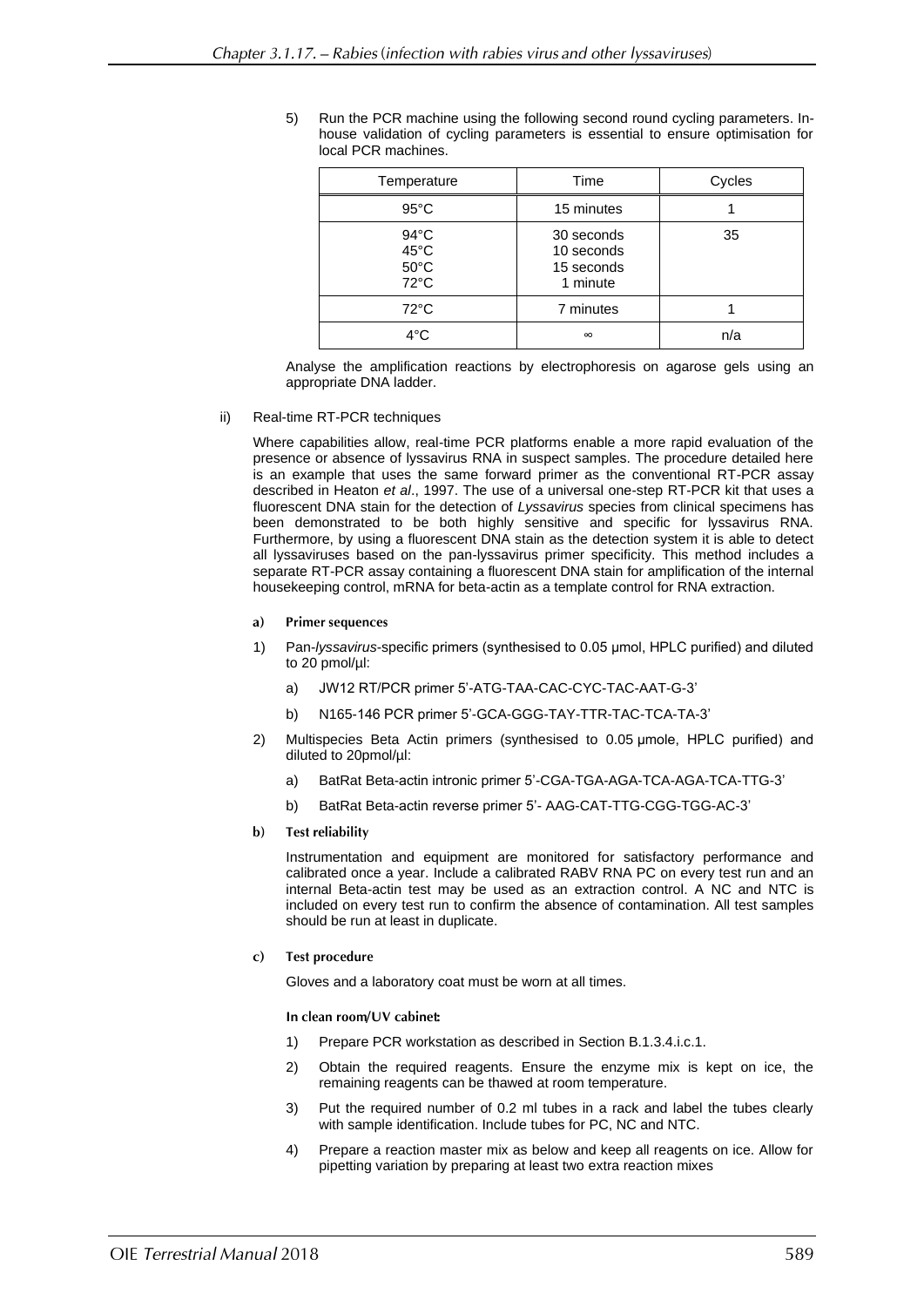5) Run the PCR machine using the following second round cycling parameters. In-house validation of cycling parameters is essential to ensure optimisation for local PCR machines.

| Temperature | Time | Cycles |
|---|---|---|
| 95°C | 15 minutes | 1 |
| 94°C<br>45°C<br>50°C<br>72°C | 30 seconds<br>10 seconds<br>15 seconds<br>1 minute | 35 |
| 72°C | 7 minutes | 1 |
| 4°C | ∞ | n/a |

Analyse the amplification reactions by electrophoresis on agarose gels using an appropriate DNA ladder.

ii) Real-time RT-PCR techniques

Where capabilities allow, real-time PCR platforms enable a more rapid evaluation of the presence or absence of lyssavirus RNA in suspect samples. The procedure detailed here is an example that uses the same forward primer as the conventional RT-PCR assay described in Heaton *et al*., 1997. The use of a universal one-step RT-PCR kit that uses a fluorescent DNA stain for the detection of *Lyssavirus* species from clinical specimens has been demonstrated to be both highly sensitive and specific for lyssavirus RNA. Furthermore, by using a fluorescent DNA stain as the detection system it is able to detect all lyssaviruses based on the pan-lyssavirus primer specificity. This method includes a separate RT-PCR assay containing a fluorescent DNA stain for amplification of the internal housekeeping control, mRNA for beta-actin as a template control for RNA extraction.

**a) Primer sequences**

1) Pan-*lyssavirus*-specific primers (synthesised to 0.05 µmol, HPLC purified) and diluted to 20 pmol/µl:

   a) JW12 RT/PCR primer 5'-ATG-TAA-CAC-CYC-TAC-AAT-G-3'

   b) N165-146 PCR primer 5'-GCA-GGG-TAY-TTR-TAC-TCA-TA-3'

2) Multispecies Beta Actin primers (synthesised to 0.05 µmole, HPLC purified) and diluted to 20pmol/µl:

   a) BatRat Beta-actin intronic primer 5'-CGA-TGA-AGA-TCA-AGA-TCA-TTG-3'

   b) BatRat Beta-actin reverse primer 5'- AAG-CAT-TTG-CGG-TGG-AC-3'

**b) Test reliability**

Instrumentation and equipment are monitored for satisfactory performance and calibrated once a year. Include a calibrated RABV RNA PC on every test run and an internal Beta-actin test may be used as an extraction control. A NC and NTC is included on every test run to confirm the absence of contamination. All test samples should be run at least in duplicate.

**c) Test procedure**

Gloves and a laboratory coat must be worn at all times.

**In clean room/UV cabinet:**

1) Prepare PCR workstation as described in Section B.1.3.4.i.c.1.

2) Obtain the required reagents. Ensure the enzyme mix is kept on ice, the remaining reagents can be thawed at room temperature.

3) Put the required number of 0.2 ml tubes in a rack and label the tubes clearly with sample identification. Include tubes for PC, NC and NTC.

4) Prepare a reaction master mix as below and keep all reagents on ice. Allow for pipetting variation by preparing at least two extra reaction mixes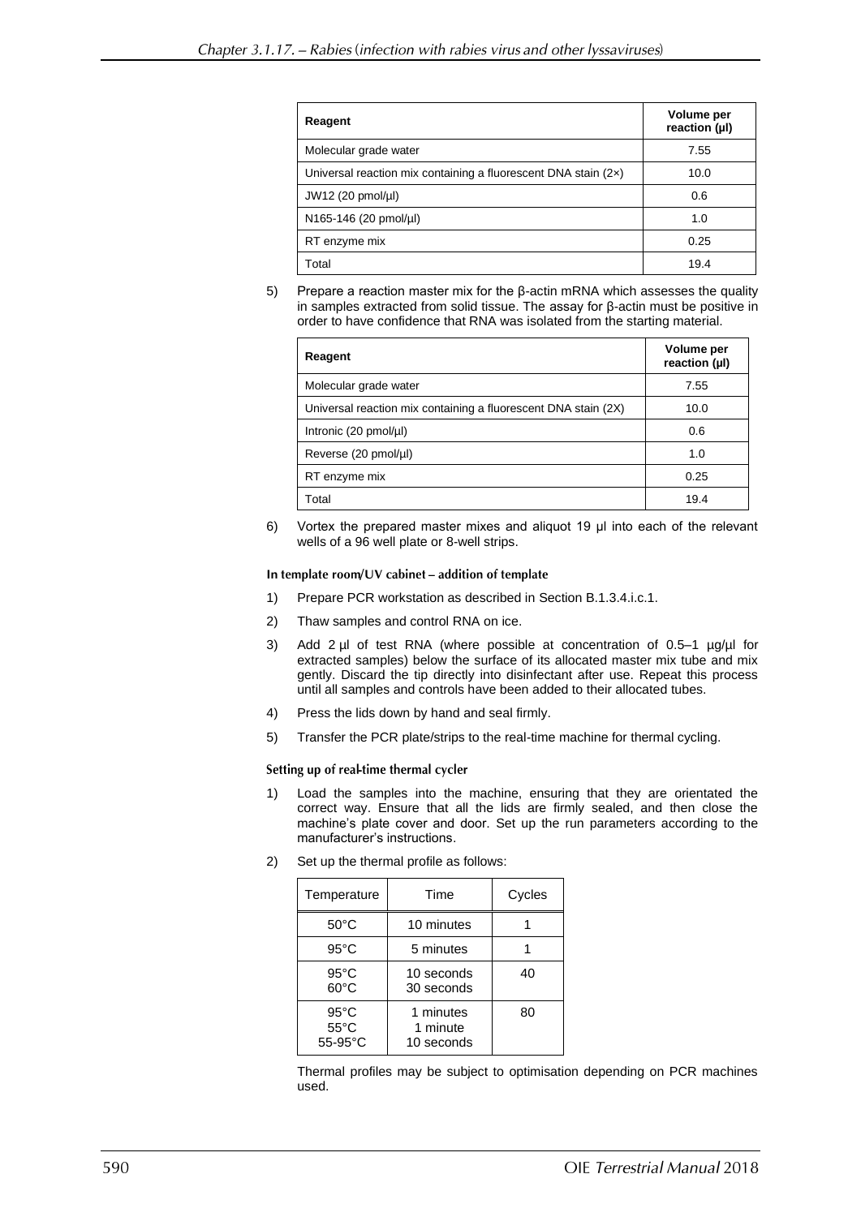| Reagent | Volume per reaction (µl) |
|---|---|
| Molecular grade water | 7.55 |
| Universal reaction mix containing a fluorescent DNA stain (2×) | 10.0 |
| JW12 (20 pmol/µl) | 0.6 |
| N165-146 (20 pmol/µl) | 1.0 |
| RT enzyme mix | 0.25 |
| Total | 19.4 |

5) Prepare a reaction master mix for the β-actin mRNA which assesses the quality in samples extracted from solid tissue. The assay for β-actin must be positive in order to have confidence that RNA was isolated from the starting material.

| Reagent | Volume per reaction (µl) |
|---|---|
| Molecular grade water | 7.55 |
| Universal reaction mix containing a fluorescent DNA stain (2X) | 10.0 |
| Intronic (20 pmol/µl) | 0.6 |
| Reverse (20 pmol/µl) | 1.0 |
| RT enzyme mix | 0.25 |
| Total | 19.4 |

6) Vortex the prepared master mixes and aliquot 19 µl into each of the relevant wells of a 96 well plate or 8-well strips.

**In template room/UV cabinet – addition of template**

1) Prepare PCR workstation as described in Section B.1.3.4.i.c.1.
2) Thaw samples and control RNA on ice.
3) Add 2 µl of test RNA (where possible at concentration of 0.5–1 µg/µl for extracted samples) below the surface of its allocated master mix tube and mix gently. Discard the tip directly into disinfectant after use. Repeat this process until all samples and controls have been added to their allocated tubes.
4) Press the lids down by hand and seal firmly.
5) Transfer the PCR plate/strips to the real-time machine for thermal cycling.

**Setting up of real-time thermal cycler**

1) Load the samples into the machine, ensuring that they are orientated the correct way. Ensure that all the lids are firmly sealed, and then close the machine's plate cover and door. Set up the run parameters according to the manufacturer's instructions.
2) Set up the thermal profile as follows:

| Temperature | Time | Cycles |
|---|---|---|
| 50°C | 10 minutes | 1 |
| 95°C | 5 minutes | 1 |
| 95°C<br>60°C | 10 seconds<br>30 seconds | 40 |
| 95°C<br>55°C<br>55-95°C | 1 minutes<br>1 minute<br>10 seconds | 80 |

Thermal profiles may be subject to optimisation depending on PCR machines used.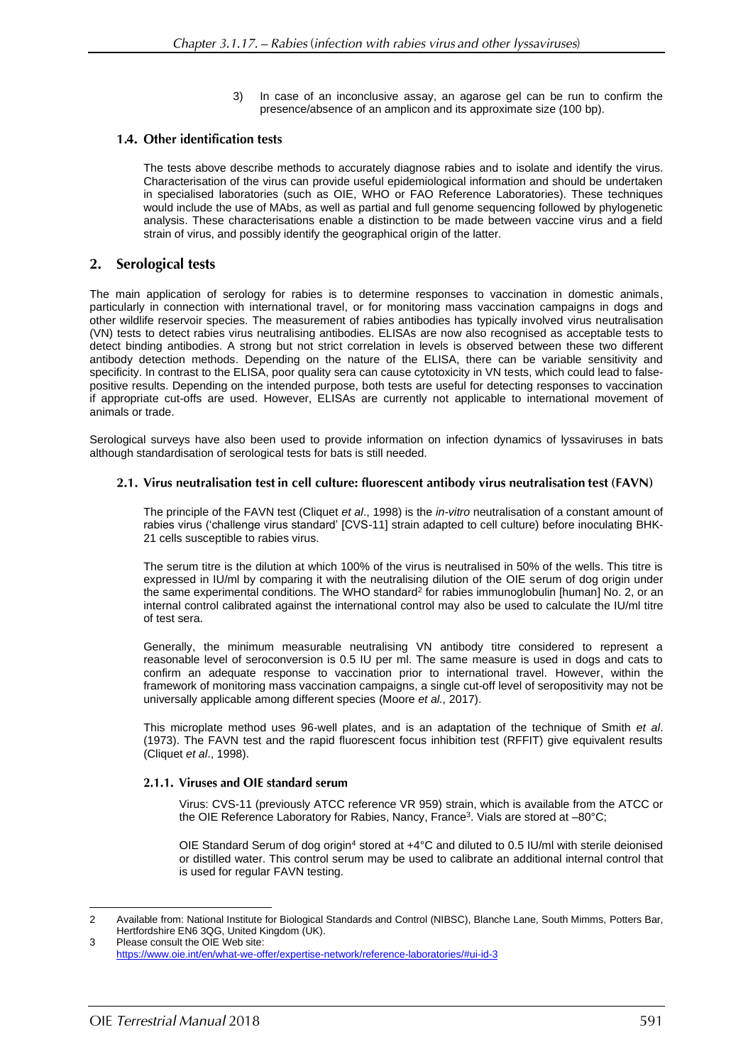3) In case of an inconclusive assay, an agarose gel can be run to confirm the presence/absence of an amplicon and its approximate size (100 bp).

### 1.4. Other identification tests

The tests above describe methods to accurately diagnose rabies and to isolate and identify the virus. Characterisation of the virus can provide useful epidemiological information and should be undertaken in specialised laboratories (such as OIE, WHO or FAO Reference Laboratories). These techniques would include the use of MAbs, as well as partial and full genome sequencing followed by phylogenetic analysis. These characterisations enable a distinction to be made between vaccine virus and a field strain of virus, and possibly identify the geographical origin of the latter.

## 2. Serological tests

The main application of serology for rabies is to determine responses to vaccination in domestic animals, particularly in connection with international travel, or for monitoring mass vaccination campaigns in dogs and other wildlife reservoir species. The measurement of rabies antibodies has typically involved virus neutralisation (VN) tests to detect rabies virus neutralising antibodies. ELISAs are now also recognised as acceptable tests to detect binding antibodies. A strong but not strict correlation in levels is observed between these two different antibody detection methods. Depending on the nature of the ELISA, there can be variable sensitivity and specificity. In contrast to the ELISA, poor quality sera can cause cytotoxicity in VN tests, which could lead to false-positive results. Depending on the intended purpose, both tests are useful for detecting responses to vaccination if appropriate cut-offs are used. However, ELISAs are currently not applicable to international movement of animals or trade.

Serological surveys have also been used to provide information on infection dynamics of lyssaviruses in bats although standardisation of serological tests for bats is still needed.

### 2.1. Virus neutralisation test in cell culture: fluorescent antibody virus neutralisation test (FAVN)

The principle of the FAVN test (Cliquet *et al*., 1998) is the *in-vitro* neutralisation of a constant amount of rabies virus ('challenge virus standard' [CVS-11] strain adapted to cell culture) before inoculating BHK-21 cells susceptible to rabies virus.

The serum titre is the dilution at which 100% of the virus is neutralised in 50% of the wells. This titre is expressed in IU/ml by comparing it with the neutralising dilution of the OIE serum of dog origin under the same experimental conditions. The WHO standard[2] for rabies immunoglobulin [human] No. 2, or an internal control calibrated against the international control may also be used to calculate the IU/ml titre of test sera.

Generally, the minimum measurable neutralising VN antibody titre considered to represent a reasonable level of seroconversion is 0.5 IU per ml. The same measure is used in dogs and cats to confirm an adequate response to vaccination prior to international travel. However, within the framework of monitoring mass vaccination campaigns, a single cut-off level of seropositivity may not be universally applicable among different species (Moore *et al.,* 2017).

This microplate method uses 96-well plates, and is an adaptation of the technique of Smith *et al*. (1973). The FAVN test and the rapid fluorescent focus inhibition test (RFFIT) give equivalent results (Cliquet *et al*., 1998).

#### 2.1.1. Viruses and OIE standard serum

Virus: CVS-11 (previously ATCC reference VR 959) strain, which is available from the ATCC or the OIE Reference Laboratory for Rabies, Nancy, France[3]. Vials are stored at –80°C;

OIE Standard Serum of dog origin[4] stored at +4°C and diluted to 0.5 IU/ml with sterile deionised or distilled water. This control serum may be used to calibrate an additional internal control that is used for regular FAVN testing.

---

2 Available from: National Institute for Biological Standards and Control (NIBSC), Blanche Lane, South Mimms, Potters Bar, Hertfordshire EN6 3QG, United Kingdom (UK).

3 Please consult the OIE Web site: https://www.oie.int/en/what-we-offer/expertise-network/reference-laboratories/#ui-id-3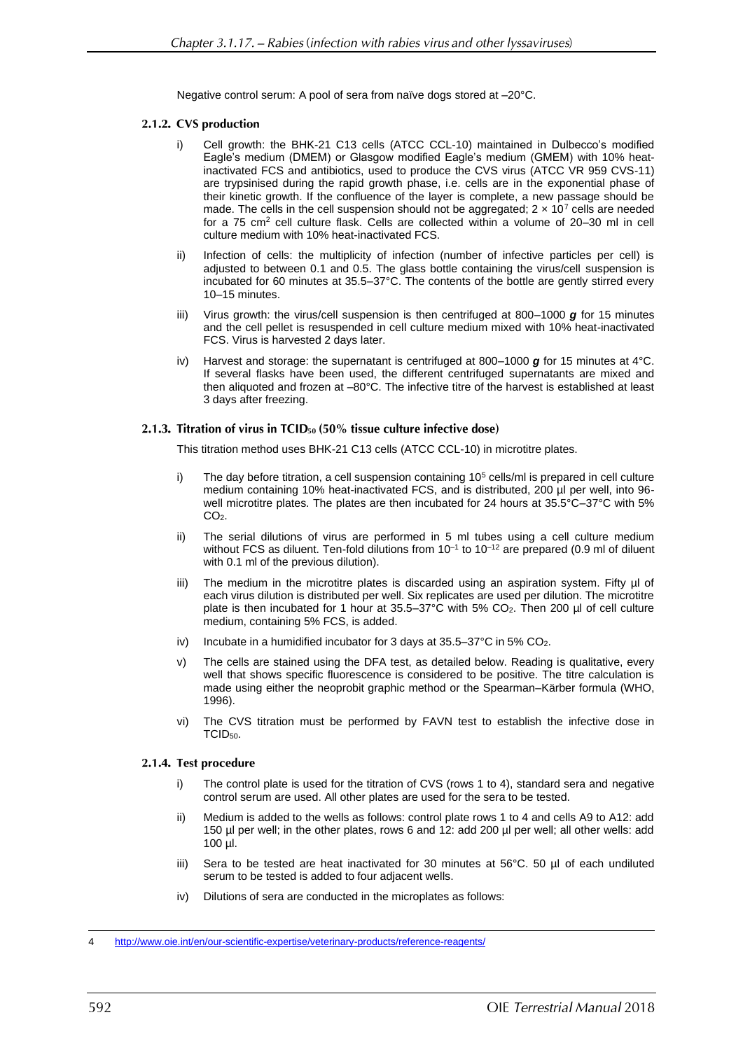Negative control serum: A pool of sera from naïve dogs stored at –20°C.

### 2.1.2. CVS production

i) Cell growth: the BHK-21 C13 cells (ATCC CCL-10) maintained in Dulbecco's modified Eagle's medium (DMEM) or Glasgow modified Eagle's medium (GMEM) with 10% heat-inactivated FCS and antibiotics, used to produce the CVS virus (ATCC VR 959 CVS-11) are trypsinised during the rapid growth phase, i.e. cells are in the exponential phase of their kinetic growth. If the confluence of the layer is complete, a new passage should be made. The cells in the cell suspension should not be aggregated; $2 \times 10^7$ cells are needed for a 75 $cm^2$ cell culture flask. Cells are collected within a volume of 20–30 ml in cell culture medium with 10% heat-inactivated FCS.

ii) Infection of cells: the multiplicity of infection (number of infective particles per cell) is adjusted to between 0.1 and 0.5. The glass bottle containing the virus/cell suspension is incubated for 60 minutes at 35.5–37°C. The contents of the bottle are gently stirred every 10–15 minutes.

iii) Virus growth: the virus/cell suspension is then centrifuged at 800–1000 ***g*** for 15 minutes and the cell pellet is resuspended in cell culture medium mixed with 10% heat-inactivated FCS. Virus is harvested 2 days later.

iv) Harvest and storage: the supernatant is centrifuged at 800–1000 ***g*** for 15 minutes at 4°C. If several flasks have been used, the different centrifuged supernatants are mixed and then aliquoted and frozen at –80°C. The infective titre of the harvest is established at least 3 days after freezing.

### 2.1.3. Titration of virus in $TCID_{50}$ (50% tissue culture infective dose)

This titration method uses BHK-21 C13 cells (ATCC CCL-10) in microtitre plates.

i) The day before titration, a cell suspension containing $10^5$ cells/ml is prepared in cell culture medium containing 10% heat-inactivated FCS, and is distributed, 200 µl per well, into 96-well microtitre plates. The plates are then incubated for 24 hours at 35.5°C–37°C with 5% $CO_2$.

ii) The serial dilutions of virus are performed in 5 ml tubes using a cell culture medium without FCS as diluent. Ten-fold dilutions from $10^{-1}$ to $10^{-12}$ are prepared (0.9 ml of diluent with 0.1 ml of the previous dilution).

iii) The medium in the microtitre plates is discarded using an aspiration system. Fifty µl of each virus dilution is distributed per well. Six replicates are used per dilution. The microtitre plate is then incubated for 1 hour at 35.5–37°C with 5% $CO_2$. Then 200 µl of cell culture medium, containing 5% FCS, is added.

iv) Incubate in a humidified incubator for 3 days at 35.5–37°C in 5% $CO_2$.

v) The cells are stained using the DFA test, as detailed below. Reading is qualitative, every well that shows specific fluorescence is considered to be positive. The titre calculation is made using either the neoprobit graphic method or the Spearman–Kärber formula (WHO, 1996).

vi) The CVS titration must be performed by FAVN test to establish the infective dose in $TCID_{50}$.

### 2.1.4. Test procedure

i) The control plate is used for the titration of CVS (rows 1 to 4), standard sera and negative control serum are used. All other plates are used for the sera to be tested.

ii) Medium is added to the wells as follows: control plate rows 1 to 4 and cells A9 to A12: add 150 µl per well; in the other plates, rows 6 and 12: add 200 µl per well; all other wells: add 100 µl.

iii) Sera to be tested are heat inactivated for 30 minutes at 56°C. 50 µl of each undiluted serum to be tested is added to four adjacent wells.

iv) Dilutions of sera are conducted in the microplates as follows:

---

4 http://www.oie.int/en/our-scientific-expertise/veterinary-products/reference-reagents/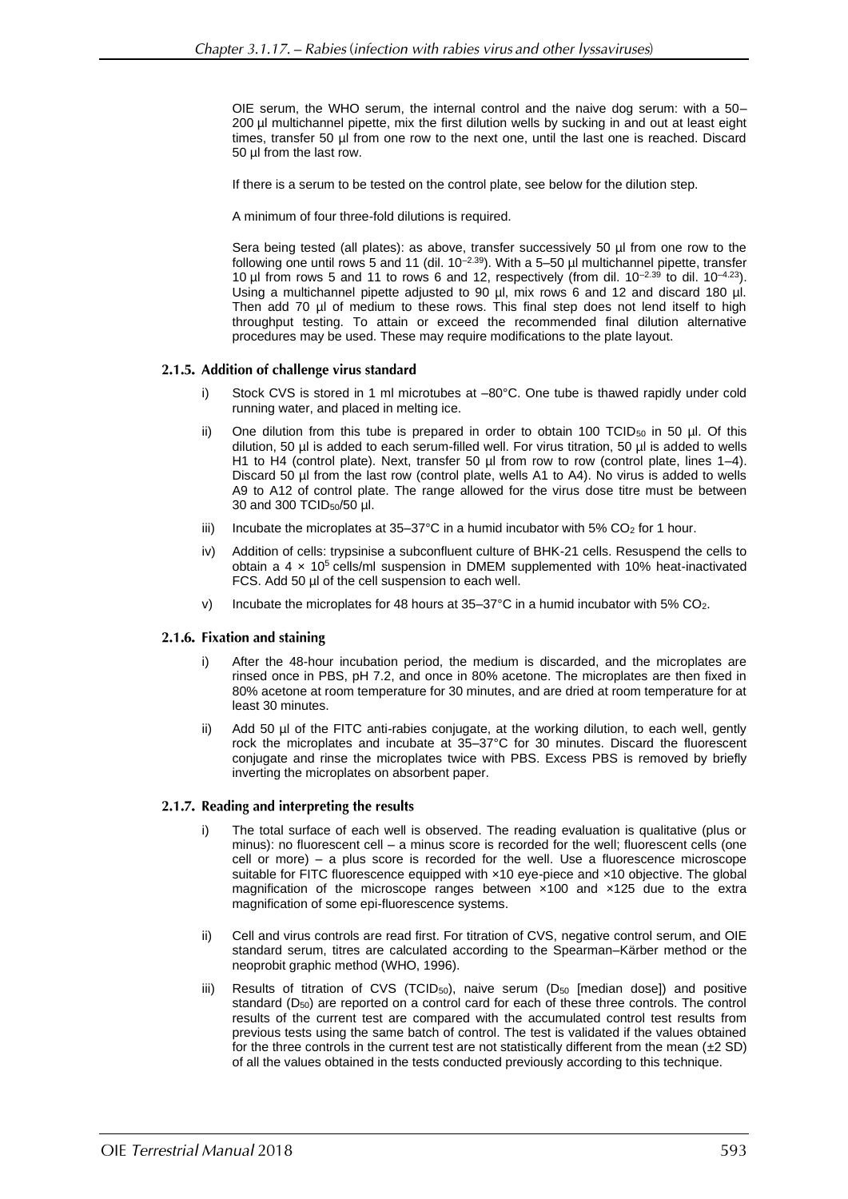OIE serum, the WHO serum, the internal control and the naive dog serum: with a 50–200 µl multichannel pipette, mix the first dilution wells by sucking in and out at least eight times, transfer 50 µl from one row to the next one, until the last one is reached. Discard 50 µl from the last row.

If there is a serum to be tested on the control plate, see below for the dilution step.

A minimum of four three-fold dilutions is required.

Sera being tested (all plates): as above, transfer successively 50 µl from one row to the following one until rows 5 and 11 (dil. $10^{-2.39}$). With a 5–50 µl multichannel pipette, transfer 10 µl from rows 5 and 11 to rows 6 and 12, respectively (from dil. $10^{-2.39}$ to dil. $10^{-4.23}$). Using a multichannel pipette adjusted to 90 µl, mix rows 6 and 12 and discard 180 µl. Then add 70 µl of medium to these rows. This final step does not lend itself to high throughput testing. To attain or exceed the recommended final dilution alternative procedures may be used. These may require modifications to the plate layout.

### 2.1.5. Addition of challenge virus standard

i) Stock CVS is stored in 1 ml microtubes at –80°C. One tube is thawed rapidly under cold running water, and placed in melting ice.

ii) One dilution from this tube is prepared in order to obtain 100 $TCID_{50}$ in 50 µl. Of this dilution, 50 µl is added to each serum-filled well. For virus titration, 50 µl is added to wells H1 to H4 (control plate). Next, transfer 50 µl from row to row (control plate, lines 1–4). Discard 50 µl from the last row (control plate, wells A1 to A4). No virus is added to wells A9 to A12 of control plate. The range allowed for the virus dose titre must be between 30 and 300 $TCID_{50}$/50 µl.

iii) Incubate the microplates at 35–37°C in a humid incubator with 5% $CO_2$ for 1 hour.

iv) Addition of cells: trypsinise a subconfluent culture of BHK-21 cells. Resuspend the cells to obtain a $4 \times 10^5$ cells/ml suspension in DMEM supplemented with 10% heat-inactivated FCS. Add 50 µl of the cell suspension to each well.

v) Incubate the microplates for 48 hours at 35–37°C in a humid incubator with 5% $CO_2$.

### 2.1.6. Fixation and staining

i) After the 48-hour incubation period, the medium is discarded, and the microplates are rinsed once in PBS, pH 7.2, and once in 80% acetone. The microplates are then fixed in 80% acetone at room temperature for 30 minutes, and are dried at room temperature for at least 30 minutes.

ii) Add 50 µl of the FITC anti-rabies conjugate, at the working dilution, to each well, gently rock the microplates and incubate at 35–37°C for 30 minutes. Discard the fluorescent conjugate and rinse the microplates twice with PBS. Excess PBS is removed by briefly inverting the microplates on absorbent paper.

### 2.1.7. Reading and interpreting the results

i) The total surface of each well is observed. The reading evaluation is qualitative (plus or minus): no fluorescent cell – a minus score is recorded for the well; fluorescent cells (one cell or more) – a plus score is recorded for the well. Use a fluorescence microscope suitable for FITC fluorescence equipped with ×10 eye-piece and ×10 objective. The global magnification of the microscope ranges between ×100 and ×125 due to the extra magnification of some epi-fluorescence systems.

ii) Cell and virus controls are read first. For titration of CVS, negative control serum, and OIE standard serum, titres are calculated according to the Spearman–Kärber method or the neoprobit graphic method (WHO, 1996).

iii) Results of titration of CVS ($TCID_{50}$), naive serum ($D_{50}$ [median dose]) and positive standard ($D_{50}$) are reported on a control card for each of these three controls. The control results of the current test are compared with the accumulated control test results from previous tests using the same batch of control. The test is validated if the values obtained for the three controls in the current test are not statistically different from the mean (±2 SD) of all the values obtained in the tests conducted previously according to this technique.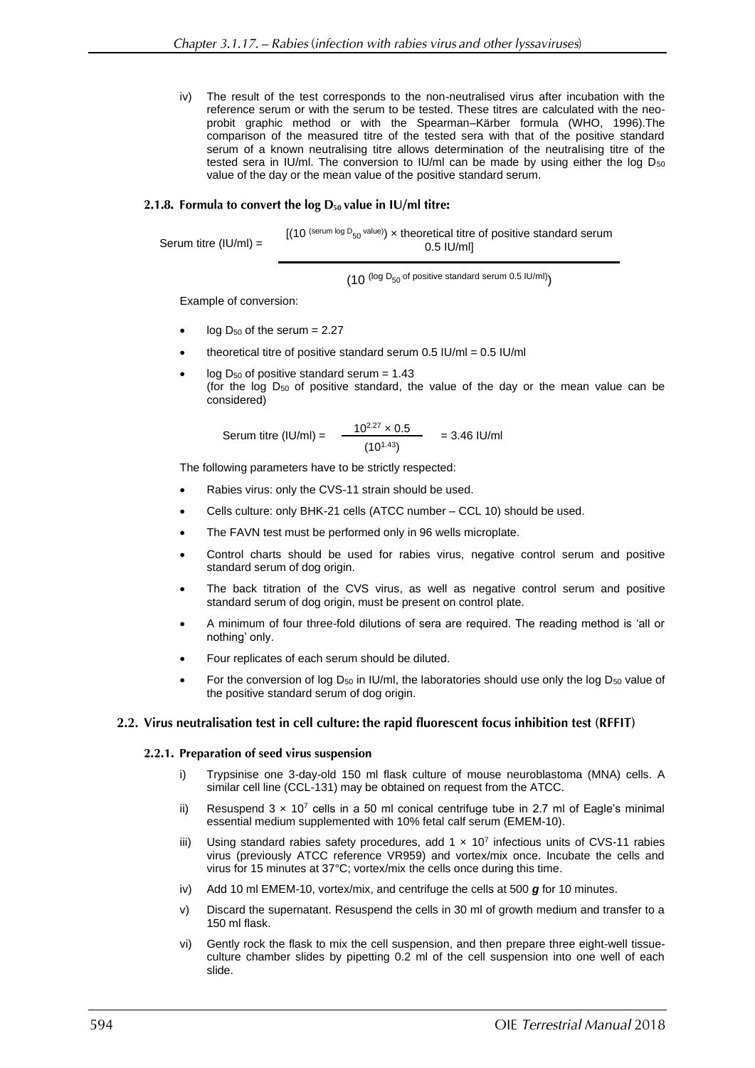iv) The result of the test corresponds to the non-neutralised virus after incubation with the reference serum or with the serum to be tested. These titres are calculated with the neo-probit graphic method or with the Spearman–Kärber formula (WHO, 1996).The comparison of the measured titre of the tested sera with that of the positive standard serum of a known neutralising titre allows determination of the neutralising titre of the tested sera in IU/ml. The conversion to IU/ml can be made by using either the log $D_{50}$ value of the day or the mean value of the positive standard serum.

### 2.1.8. Formula to convert the log $D_{50}$ value in IU/ml titre:

$$\text{Serum titre (IU/ml)} = \frac{[(10^{(\text{serum log } D_{50} \text{ value})}) \times \text{theoretical titre of positive standard serum 0.5 IU/ml}]}{(10^{(\text{log } D_{50} \text{ of positive standard serum 0.5 IU/ml})})}$$

Example of conversion:

- log $D_{50}$ of the serum = 2.27
- theoretical titre of positive standard serum 0.5 IU/ml = 0.5 IU/ml
- log $D_{50}$ of positive standard serum = 1.43
  (for the log $D_{50}$ of positive standard, the value of the day or the mean value can be considered)

$$\text{Serum titre (IU/ml)} = \frac{10^{2.27} \times 0.5}{(10^{1.43})} = 3.46 \text{ IU/ml}$$

The following parameters have to be strictly respected:

- Rabies virus: only the CVS-11 strain should be used.
- Cells culture: only BHK-21 cells (ATCC number – CCL 10) should be used.
- The FAVN test must be performed only in 96 wells microplate.
- Control charts should be used for rabies virus, negative control serum and positive standard serum of dog origin.
- The back titration of the CVS virus, as well as negative control serum and positive standard serum of dog origin, must be present on control plate.
- A minimum of four three-fold dilutions of sera are required. The reading method is 'all or nothing' only.
- Four replicates of each serum should be diluted.
- For the conversion of log $D_{50}$ in IU/ml, the laboratories should use only the log $D_{50}$ value of the positive standard serum of dog origin.

## 2.2. Virus neutralisation test in cell culture: the rapid fluorescent focus inhibition test (RFFIT)

### 2.2.1. Preparation of seed virus suspension

i) Trypsinise one 3-day-old 150 ml flask culture of mouse neuroblastoma (MNA) cells. A similar cell line (CCL-131) may be obtained on request from the ATCC.

ii) Resuspend $3 \times 10^7$ cells in a 50 ml conical centrifuge tube in 2.7 ml of Eagle's minimal essential medium supplemented with 10% fetal calf serum (EMEM-10).

iii) Using standard rabies safety procedures, add $1 \times 10^7$ infectious units of CVS-11 rabies virus (previously ATCC reference VR959) and vortex/mix once. Incubate the cells and virus for 15 minutes at 37°C; vortex/mix the cells once during this time.

iv) Add 10 ml EMEM-10, vortex/mix, and centrifuge the cells at 500 ***g*** for 10 minutes.

v) Discard the supernatant. Resuspend the cells in 30 ml of growth medium and transfer to a 150 ml flask.

vi) Gently rock the flask to mix the cell suspension, and then prepare three eight-well tissue-culture chamber slides by pipetting 0.2 ml of the cell suspension into one well of each slide.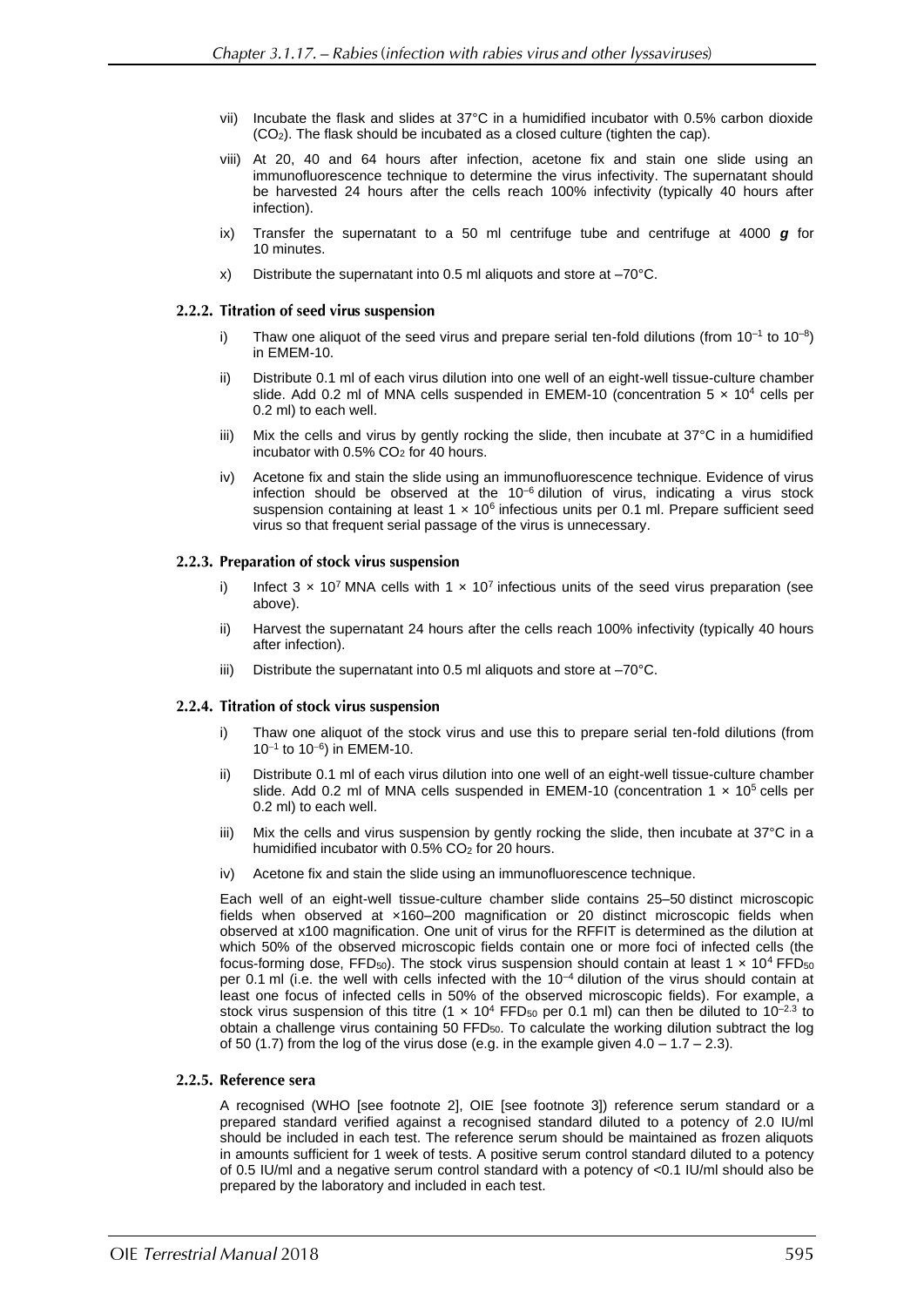vii) Incubate the flask and slides at 37°C in a humidified incubator with 0.5% carbon dioxide ($CO_2$). The flask should be incubated as a closed culture (tighten the cap).

viii) At 20, 40 and 64 hours after infection, acetone fix and stain one slide using an immunofluorescence technique to determine the virus infectivity. The supernatant should be harvested 24 hours after the cells reach 100% infectivity (typically 40 hours after infection).

ix) Transfer the supernatant to a 50 ml centrifuge tube and centrifuge at 4000 ***g*** for 10 minutes.

x) Distribute the supernatant into 0.5 ml aliquots and store at –70°C.

### 2.2.2. Titration of seed virus suspension

i) Thaw one aliquot of the seed virus and prepare serial ten-fold dilutions (from $10^{-1}$ to $10^{-8}$) in EMEM-10.

ii) Distribute 0.1 ml of each virus dilution into one well of an eight-well tissue-culture chamber slide. Add 0.2 ml of MNA cells suspended in EMEM-10 (concentration $5 \times 10^4$ cells per 0.2 ml) to each well.

iii) Mix the cells and virus by gently rocking the slide, then incubate at 37°C in a humidified incubator with 0.5% $CO_2$ for 40 hours.

iv) Acetone fix and stain the slide using an immunofluorescence technique. Evidence of virus infection should be observed at the $10^{-6}$ dilution of virus, indicating a virus stock suspension containing at least $1 \times 10^6$ infectious units per 0.1 ml. Prepare sufficient seed virus so that frequent serial passage of the virus is unnecessary.

### 2.2.3. Preparation of stock virus suspension

i) Infect $3 \times 10^7$ MNA cells with $1 \times 10^7$ infectious units of the seed virus preparation (see above).

ii) Harvest the supernatant 24 hours after the cells reach 100% infectivity (typically 40 hours after infection).

iii) Distribute the supernatant into 0.5 ml aliquots and store at –70°C.

### 2.2.4. Titration of stock virus suspension

i) Thaw one aliquot of the stock virus and use this to prepare serial ten-fold dilutions (from $10^{-1}$ to $10^{-6}$) in EMEM-10.

ii) Distribute 0.1 ml of each virus dilution into one well of an eight-well tissue-culture chamber slide. Add 0.2 ml of MNA cells suspended in EMEM-10 (concentration $1 \times 10^5$ cells per 0.2 ml) to each well.

iii) Mix the cells and virus suspension by gently rocking the slide, then incubate at 37°C in a humidified incubator with 0.5% $CO_2$ for 20 hours.

iv) Acetone fix and stain the slide using an immunofluorescence technique.

Each well of an eight-well tissue-culture chamber slide contains 25–50 distinct microscopic fields when observed at ×160–200 magnification or 20 distinct microscopic fields when observed at x100 magnification. One unit of virus for the RFFIT is determined as the dilution at which 50% of the observed microscopic fields contain one or more foci of infected cells (the focus-forming dose, $FFD_{50}$). The stock virus suspension should contain at least $1 \times 10^4$ $FFD_{50}$ per 0.1 ml (i.e. the well with cells infected with the $10^{-4}$ dilution of the virus should contain at least one focus of infected cells in 50% of the observed microscopic fields). For example, a stock virus suspension of this titre ($1 \times 10^4$ $FFD_{50}$ per 0.1 ml) can then be diluted to $10^{-2.3}$ to obtain a challenge virus containing 50 $FFD_{50}$. To calculate the working dilution subtract the log of 50 (1.7) from the log of the virus dose (e.g. in the example given $4.0 - 1.7 - 2.3$).

### 2.2.5. Reference sera

A recognised (WHO [see footnote 2], OIE [see footnote 3]) reference serum standard or a prepared standard verified against a recognised standard diluted to a potency of 2.0 IU/ml should be included in each test. The reference serum should be maintained as frozen aliquots in amounts sufficient for 1 week of tests. A positive serum control standard diluted to a potency of 0.5 IU/ml and a negative serum control standard with a potency of <0.1 IU/ml should also be prepared by the laboratory and included in each test.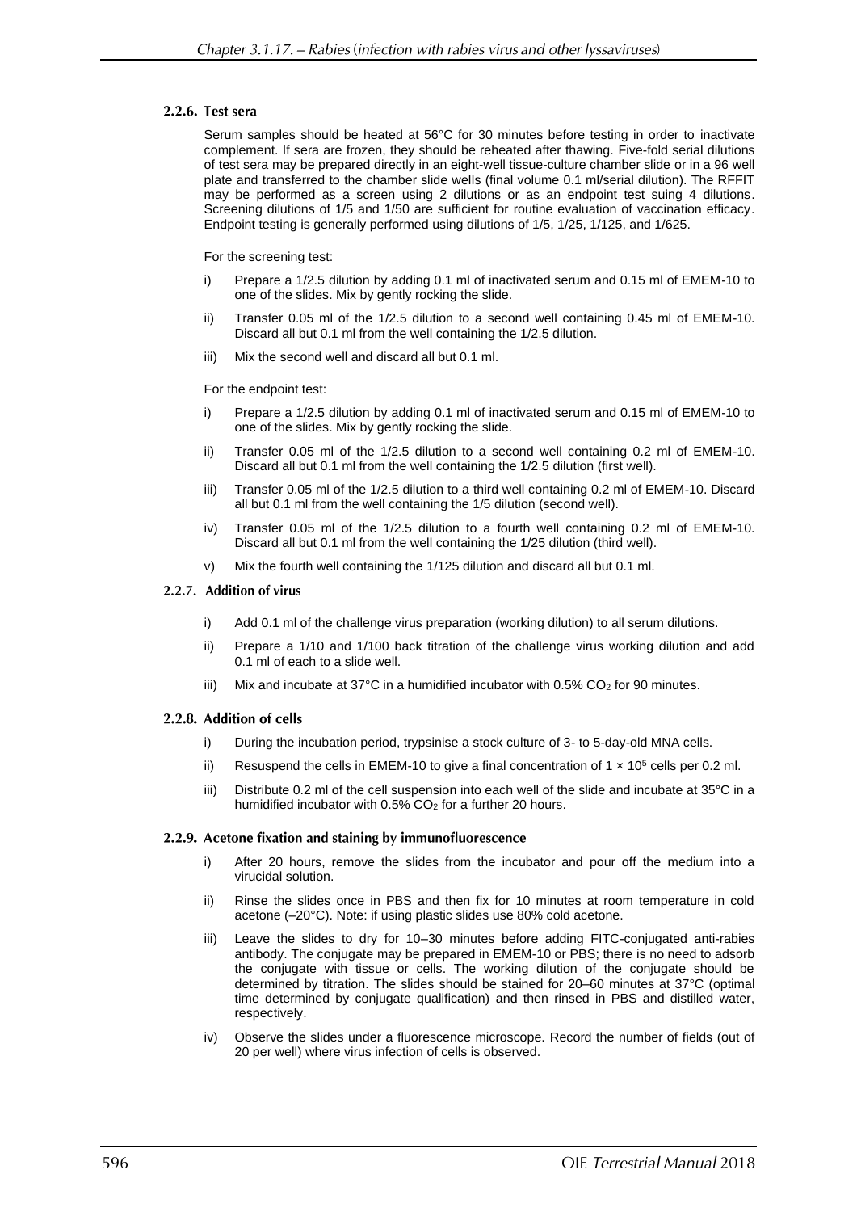#### 2.2.6. Test sera

Serum samples should be heated at 56°C for 30 minutes before testing in order to inactivate complement. If sera are frozen, they should be reheated after thawing. Five-fold serial dilutions of test sera may be prepared directly in an eight-well tissue-culture chamber slide or in a 96 well plate and transferred to the chamber slide wells (final volume 0.1 ml/serial dilution). The RFFIT may be performed as a screen using 2 dilutions or as an endpoint test suing 4 dilutions. Screening dilutions of 1/5 and 1/50 are sufficient for routine evaluation of vaccination efficacy. Endpoint testing is generally performed using dilutions of 1/5, 1/25, 1/125, and 1/625.

For the screening test:

i) Prepare a 1/2.5 dilution by adding 0.1 ml of inactivated serum and 0.15 ml of EMEM-10 to one of the slides. Mix by gently rocking the slide.

ii) Transfer 0.05 ml of the 1/2.5 dilution to a second well containing 0.45 ml of EMEM-10. Discard all but 0.1 ml from the well containing the 1/2.5 dilution.

iii) Mix the second well and discard all but 0.1 ml.

For the endpoint test:

i) Prepare a 1/2.5 dilution by adding 0.1 ml of inactivated serum and 0.15 ml of EMEM-10 to one of the slides. Mix by gently rocking the slide.

ii) Transfer 0.05 ml of the 1/2.5 dilution to a second well containing 0.2 ml of EMEM-10. Discard all but 0.1 ml from the well containing the 1/2.5 dilution (first well).

iii) Transfer 0.05 ml of the 1/2.5 dilution to a third well containing 0.2 ml of EMEM-10. Discard all but 0.1 ml from the well containing the 1/5 dilution (second well).

iv) Transfer 0.05 ml of the 1/2.5 dilution to a fourth well containing 0.2 ml of EMEM-10. Discard all but 0.1 ml from the well containing the 1/25 dilution (third well).

v) Mix the fourth well containing the 1/125 dilution and discard all but 0.1 ml.

#### 2.2.7. Addition of virus

i) Add 0.1 ml of the challenge virus preparation (working dilution) to all serum dilutions.

ii) Prepare a 1/10 and 1/100 back titration of the challenge virus working dilution and add 0.1 ml of each to a slide well.

iii) Mix and incubate at 37°C in a humidified incubator with 0.5% $CO_2$ for 90 minutes.

#### 2.2.8. Addition of cells

i) During the incubation period, trypsinise a stock culture of 3- to 5-day-old MNA cells.

ii) Resuspend the cells in EMEM-10 to give a final concentration of $1 \times 10^5$ cells per 0.2 ml.

iii) Distribute 0.2 ml of the cell suspension into each well of the slide and incubate at 35°C in a humidified incubator with 0.5% $CO_2$ for a further 20 hours.

#### 2.2.9. Acetone fixation and staining by immunofluorescence

i) After 20 hours, remove the slides from the incubator and pour off the medium into a virucidal solution.

ii) Rinse the slides once in PBS and then fix for 10 minutes at room temperature in cold acetone (–20°C). Note: if using plastic slides use 80% cold acetone.

iii) Leave the slides to dry for 10–30 minutes before adding FITC-conjugated anti-rabies antibody. The conjugate may be prepared in EMEM-10 or PBS; there is no need to adsorb the conjugate with tissue or cells. The working dilution of the conjugate should be determined by titration. The slides should be stained for 20–60 minutes at 37°C (optimal time determined by conjugate qualification) and then rinsed in PBS and distilled water, respectively.

iv) Observe the slides under a fluorescence microscope. Record the number of fields (out of 20 per well) where virus infection of cells is observed.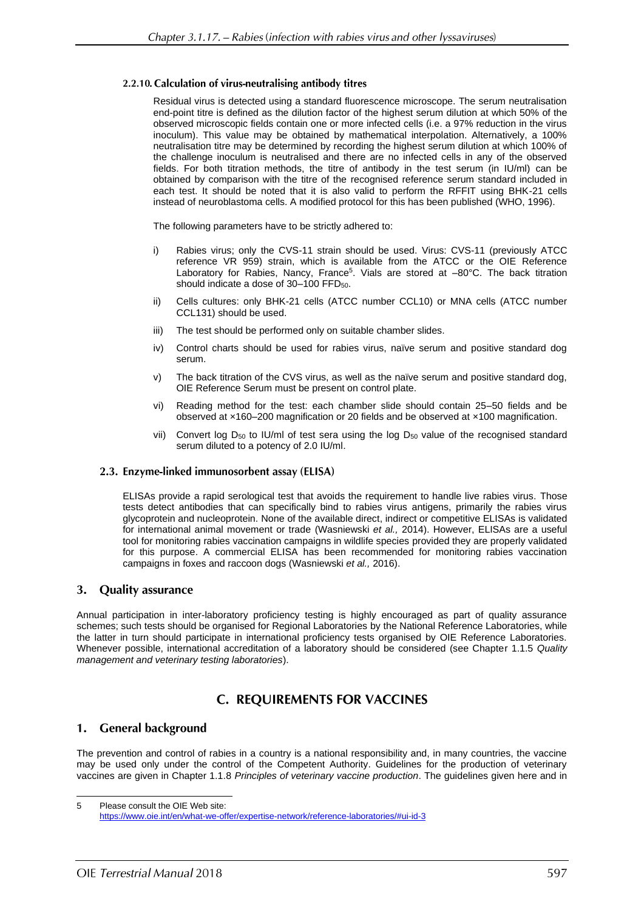#### 2.2.10. Calculation of virus-neutralising antibody titres

Residual virus is detected using a standard fluorescence microscope. The serum neutralisation end-point titre is defined as the dilution factor of the highest serum dilution at which 50% of the observed microscopic fields contain one or more infected cells (i.e. a 97% reduction in the virus inoculum). This value may be obtained by mathematical interpolation. Alternatively, a 100% neutralisation titre may be determined by recording the highest serum dilution at which 100% of the challenge inoculum is neutralised and there are no infected cells in any of the observed fields. For both titration methods, the titre of antibody in the test serum (in IU/ml) can be obtained by comparison with the titre of the recognised reference serum standard included in each test. It should be noted that it is also valid to perform the RFFIT using BHK-21 cells instead of neuroblastoma cells. A modified protocol for this has been published (WHO, 1996).

The following parameters have to be strictly adhered to:

i) Rabies virus; only the CVS-11 strain should be used. Virus: CVS-11 (previously ATCC reference VR 959) strain, which is available from the ATCC or the OIE Reference Laboratory for Rabies, Nancy, France[5]. Vials are stored at –80°C. The back titration should indicate a dose of 30–100 $FFD_{50}$.

ii) Cells cultures: only BHK-21 cells (ATCC number CCL10) or MNA cells (ATCC number CCL131) should be used.

iii) The test should be performed only on suitable chamber slides.

iv) Control charts should be used for rabies virus, naïve serum and positive standard dog serum.

v) The back titration of the CVS virus, as well as the naïve serum and positive standard dog, OIE Reference Serum must be present on control plate.

vi) Reading method for the test: each chamber slide should contain 25–50 fields and be observed at ×160–200 magnification or 20 fields and be observed at ×100 magnification.

vii) Convert log $D_{50}$ to IU/ml of test sera using the log $D_{50}$ value of the recognised standard serum diluted to a potency of 2.0 IU/ml.

### 2.3. Enzyme-linked immunosorbent assay (ELISA)

ELISAs provide a rapid serological test that avoids the requirement to handle live rabies virus. Those tests detect antibodies that can specifically bind to rabies virus antigens, primarily the rabies virus glycoprotein and nucleoprotein. None of the available direct, indirect or competitive ELISAs is validated for international animal movement or trade (Wasniewski *et al.,* 2014). However, ELISAs are a useful tool for monitoring rabies vaccination campaigns in wildlife species provided they are properly validated for this purpose. A commercial ELISA has been recommended for monitoring rabies vaccination campaigns in foxes and raccoon dogs (Wasniewski *et al.,* 2016).

## 3. Quality assurance

Annual participation in inter-laboratory proficiency testing is highly encouraged as part of quality assurance schemes; such tests should be organised for Regional Laboratories by the National Reference Laboratories, while the latter in turn should participate in international proficiency tests organised by OIE Reference Laboratories. Whenever possible, international accreditation of a laboratory should be considered (see Chapter 1.1.5 *Quality management and veterinary testing laboratories*).

# C. REQUIREMENTS FOR VACCINES

## 1. General background

The prevention and control of rabies in a country is a national responsibility and, in many countries, the vaccine may be used only under the control of the Competent Authority. Guidelines for the production of veterinary vaccines are given in Chapter 1.1.8 *Principles of veterinary vaccine production*. The guidelines given here and in

---

5 Please consult the OIE Web site: https://www.oie.int/en/what-we-offer/expertise-network/reference-laboratories/#ui-id-3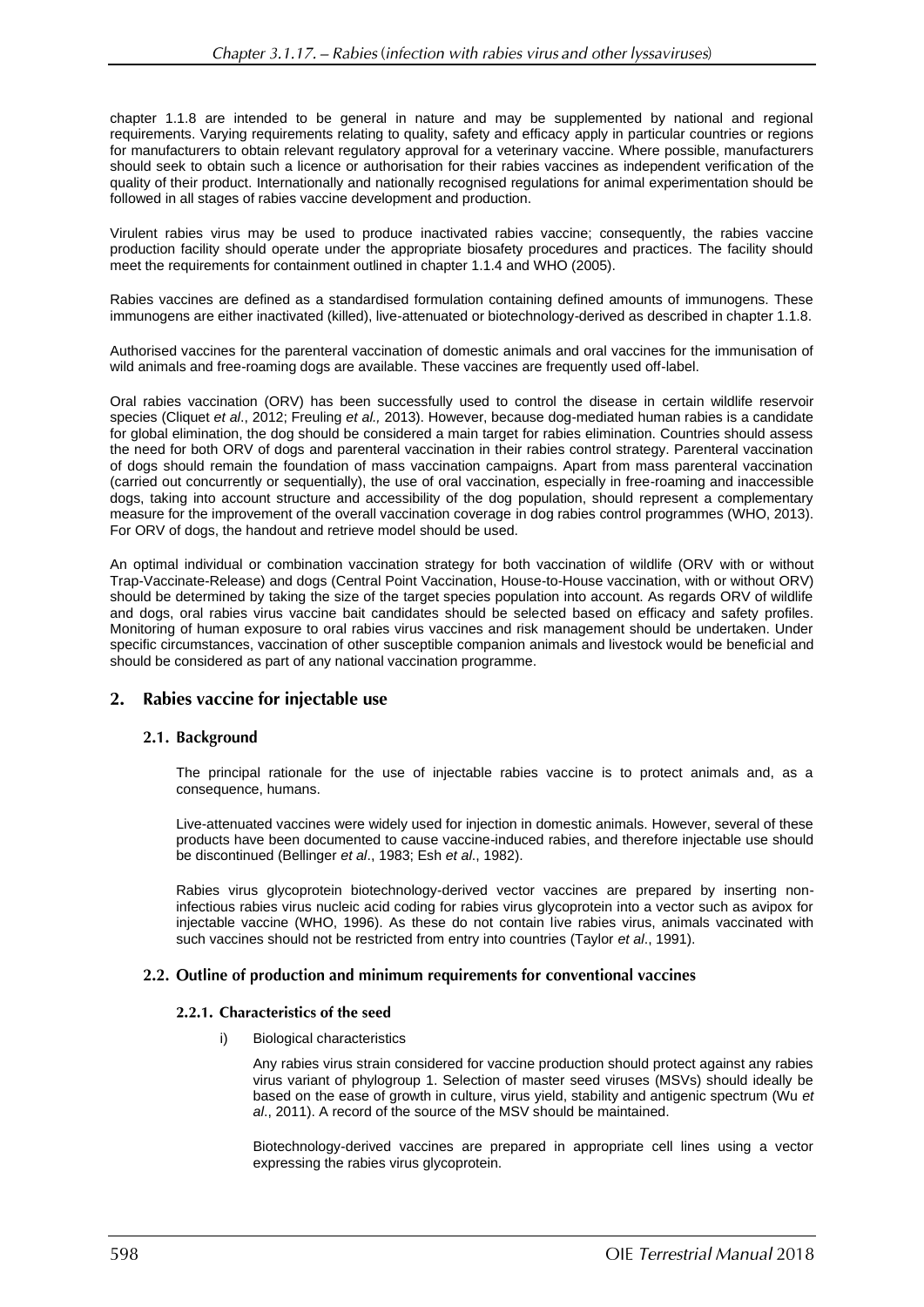chapter 1.1.8 are intended to be general in nature and may be supplemented by national and regional requirements. Varying requirements relating to quality, safety and efficacy apply in particular countries or regions for manufacturers to obtain relevant regulatory approval for a veterinary vaccine. Where possible, manufacturers should seek to obtain such a licence or authorisation for their rabies vaccines as independent verification of the quality of their product. Internationally and nationally recognised regulations for animal experimentation should be followed in all stages of rabies vaccine development and production.

Virulent rabies virus may be used to produce inactivated rabies vaccine; consequently, the rabies vaccine production facility should operate under the appropriate biosafety procedures and practices. The facility should meet the requirements for containment outlined in chapter 1.1.4 and WHO (2005).

Rabies vaccines are defined as a standardised formulation containing defined amounts of immunogens. These immunogens are either inactivated (killed), live-attenuated or biotechnology-derived as described in chapter 1.1.8.

Authorised vaccines for the parenteral vaccination of domestic animals and oral vaccines for the immunisation of wild animals and free-roaming dogs are available. These vaccines are frequently used off-label.

Oral rabies vaccination (ORV) has been successfully used to control the disease in certain wildlife reservoir species (Cliquet *et al*., 2012; Freuling *et al.,* 2013). However, because dog-mediated human rabies is a candidate for global elimination, the dog should be considered a main target for rabies elimination. Countries should assess the need for both ORV of dogs and parenteral vaccination in their rabies control strategy. Parenteral vaccination of dogs should remain the foundation of mass vaccination campaigns. Apart from mass parenteral vaccination (carried out concurrently or sequentially), the use of oral vaccination, especially in free-roaming and inaccessible dogs, taking into account structure and accessibility of the dog population, should represent a complementary measure for the improvement of the overall vaccination coverage in dog rabies control programmes (WHO, 2013). For ORV of dogs, the handout and retrieve model should be used.

An optimal individual or combination vaccination strategy for both vaccination of wildlife (ORV with or without Trap-Vaccinate-Release) and dogs (Central Point Vaccination, House-to-House vaccination, with or without ORV) should be determined by taking the size of the target species population into account. As regards ORV of wildlife and dogs, oral rabies virus vaccine bait candidates should be selected based on efficacy and safety profiles. Monitoring of human exposure to oral rabies virus vaccines and risk management should be undertaken. Under specific circumstances, vaccination of other susceptible companion animals and livestock would be beneficial and should be considered as part of any national vaccination programme.

## 2. Rabies vaccine for injectable use

### 2.1. Background

The principal rationale for the use of injectable rabies vaccine is to protect animals and, as a consequence, humans.

Live-attenuated vaccines were widely used for injection in domestic animals. However, several of these products have been documented to cause vaccine-induced rabies, and therefore injectable use should be discontinued (Bellinger *et al*., 1983; Esh *et al*., 1982).

Rabies virus glycoprotein biotechnology-derived vector vaccines are prepared by inserting non-infectious rabies virus nucleic acid coding for rabies virus glycoprotein into a vector such as avipox for injectable vaccine (WHO, 1996). As these do not contain live rabies virus, animals vaccinated with such vaccines should not be restricted from entry into countries (Taylor *et al*., 1991).

### 2.2. Outline of production and minimum requirements for conventional vaccines

#### 2.2.1. Characteristics of the seed

i) Biological characteristics

Any rabies virus strain considered for vaccine production should protect against any rabies virus variant of phylogroup 1. Selection of master seed viruses (MSVs) should ideally be based on the ease of growth in culture, virus yield, stability and antigenic spectrum (Wu *et al*., 2011). A record of the source of the MSV should be maintained.

Biotechnology-derived vaccines are prepared in appropriate cell lines using a vector expressing the rabies virus glycoprotein.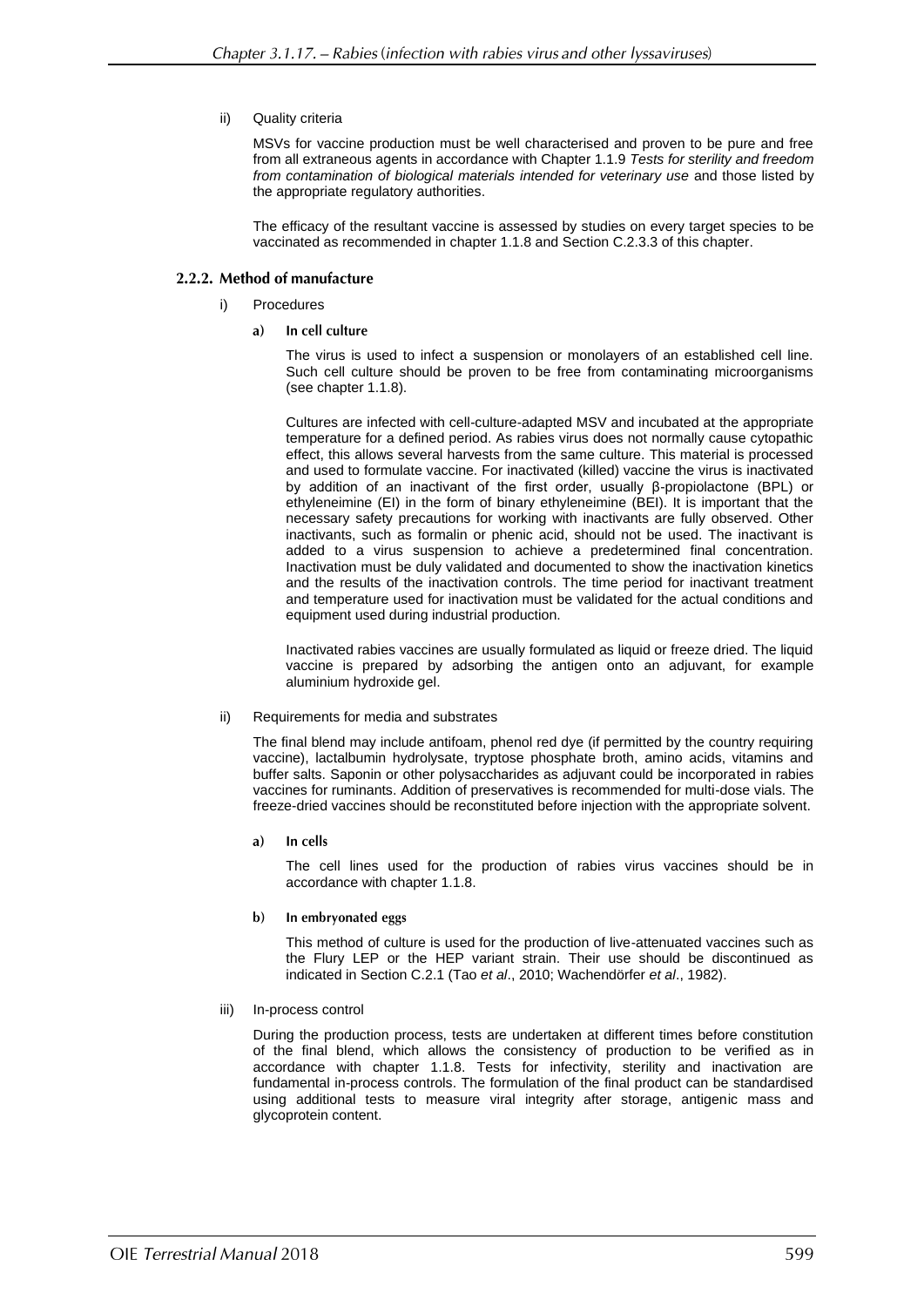ii) Quality criteria

MSVs for vaccine production must be well characterised and proven to be pure and free from all extraneous agents in accordance with Chapter 1.1.9 *Tests for sterility and freedom from contamination of biological materials intended for veterinary use* and those listed by the appropriate regulatory authorities.

The efficacy of the resultant vaccine is assessed by studies on every target species to be vaccinated as recommended in chapter 1.1.8 and Section C.2.3.3 of this chapter.

#### 2.2.2. Method of manufacture

i) Procedures

**a) In cell culture**

The virus is used to infect a suspension or monolayers of an established cell line. Such cell culture should be proven to be free from contaminating microorganisms (see chapter 1.1.8).

Cultures are infected with cell-culture-adapted MSV and incubated at the appropriate temperature for a defined period. As rabies virus does not normally cause cytopathic effect, this allows several harvests from the same culture. This material is processed and used to formulate vaccine. For inactivated (killed) vaccine the virus is inactivated by addition of an inactivant of the first order, usually β-propiolactone (BPL) or ethyleneimine (EI) in the form of binary ethyleneimine (BEI). It is important that the necessary safety precautions for working with inactivants are fully observed. Other inactivants, such as formalin or phenic acid, should not be used. The inactivant is added to a virus suspension to achieve a predetermined final concentration. Inactivation must be duly validated and documented to show the inactivation kinetics and the results of the inactivation controls. The time period for inactivant treatment and temperature used for inactivation must be validated for the actual conditions and equipment used during industrial production.

Inactivated rabies vaccines are usually formulated as liquid or freeze dried. The liquid vaccine is prepared by adsorbing the antigen onto an adjuvant, for example aluminium hydroxide gel.

ii) Requirements for media and substrates

The final blend may include antifoam, phenol red dye (if permitted by the country requiring vaccine), lactalbumin hydrolysate, tryptose phosphate broth, amino acids, vitamins and buffer salts. Saponin or other polysaccharides as adjuvant could be incorporated in rabies vaccines for ruminants. Addition of preservatives is recommended for multi-dose vials. The freeze-dried vaccines should be reconstituted before injection with the appropriate solvent.

**a) In cells**

The cell lines used for the production of rabies virus vaccines should be in accordance with chapter 1.1.8.

**b) In embryonated eggs**

This method of culture is used for the production of live-attenuated vaccines such as the Flury LEP or the HEP variant strain. Their use should be discontinued as indicated in Section C.2.1 (Tao *et al*., 2010; Wachendörfer *et al*., 1982).

iii) In-process control

During the production process, tests are undertaken at different times before constitution of the final blend, which allows the consistency of production to be verified as in accordance with chapter 1.1.8. Tests for infectivity, sterility and inactivation are fundamental in-process controls. The formulation of the final product can be standardised using additional tests to measure viral integrity after storage, antigenic mass and glycoprotein content.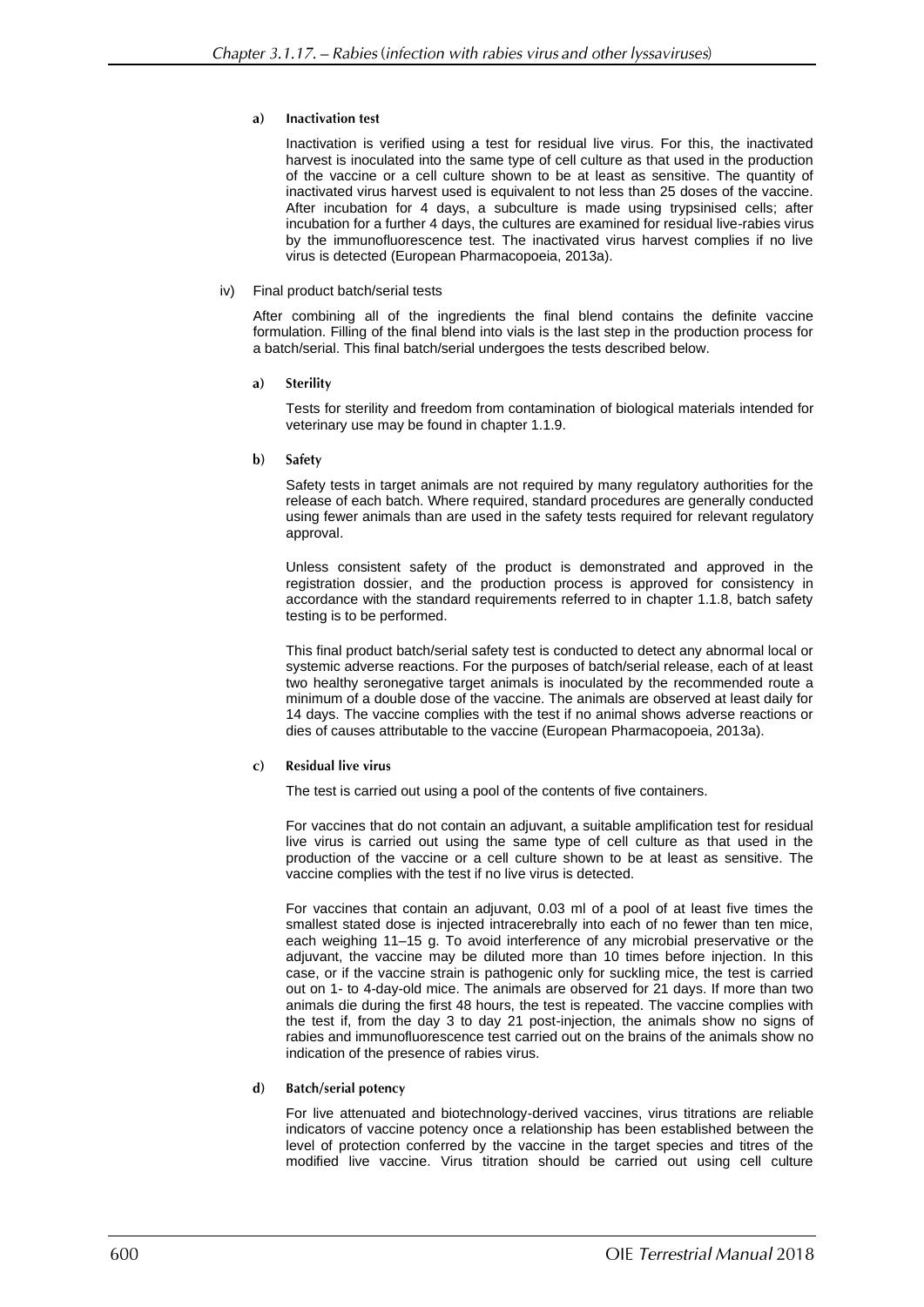#### a) Inactivation test

Inactivation is verified using a test for residual live virus. For this, the inactivated harvest is inoculated into the same type of cell culture as that used in the production of the vaccine or a cell culture shown to be at least as sensitive. The quantity of inactivated virus harvest used is equivalent to not less than 25 doses of the vaccine. After incubation for 4 days, a subculture is made using trypsinised cells; after incubation for a further 4 days, the cultures are examined for residual live-rabies virus by the immunofluorescence test. The inactivated virus harvest complies if no live virus is detected (European Pharmacopoeia, 2013a).

### iv) Final product batch/serial tests

After combining all of the ingredients the final blend contains the definite vaccine formulation. Filling of the final blend into vials is the last step in the production process for a batch/serial. This final batch/serial undergoes the tests described below.

#### a) Sterility

Tests for sterility and freedom from contamination of biological materials intended for veterinary use may be found in chapter 1.1.9.

#### b) Safety

Safety tests in target animals are not required by many regulatory authorities for the release of each batch. Where required, standard procedures are generally conducted using fewer animals than are used in the safety tests required for relevant regulatory approval.

Unless consistent safety of the product is demonstrated and approved in the registration dossier, and the production process is approved for consistency in accordance with the standard requirements referred to in chapter 1.1.8, batch safety testing is to be performed.

This final product batch/serial safety test is conducted to detect any abnormal local or systemic adverse reactions. For the purposes of batch/serial release, each of at least two healthy seronegative target animals is inoculated by the recommended route a minimum of a double dose of the vaccine. The animals are observed at least daily for 14 days. The vaccine complies with the test if no animal shows adverse reactions or dies of causes attributable to the vaccine (European Pharmacopoeia, 2013a).

#### c) Residual live virus

The test is carried out using a pool of the contents of five containers.

For vaccines that do not contain an adjuvant, a suitable amplification test for residual live virus is carried out using the same type of cell culture as that used in the production of the vaccine or a cell culture shown to be at least as sensitive. The vaccine complies with the test if no live virus is detected.

For vaccines that contain an adjuvant, 0.03 ml of a pool of at least five times the smallest stated dose is injected intracerebrally into each of no fewer than ten mice, each weighing 11–15 g. To avoid interference of any microbial preservative or the adjuvant, the vaccine may be diluted more than 10 times before injection. In this case, or if the vaccine strain is pathogenic only for suckling mice, the test is carried out on 1- to 4-day-old mice. The animals are observed for 21 days. If more than two animals die during the first 48 hours, the test is repeated. The vaccine complies with the test if, from the day 3 to day 21 post-injection, the animals show no signs of rabies and immunofluorescence test carried out on the brains of the animals show no indication of the presence of rabies virus.

#### d) Batch/serial potency

For live attenuated and biotechnology-derived vaccines, virus titrations are reliable indicators of vaccine potency once a relationship has been established between the level of protection conferred by the vaccine in the target species and titres of the modified live vaccine. Virus titration should be carried out using cell culture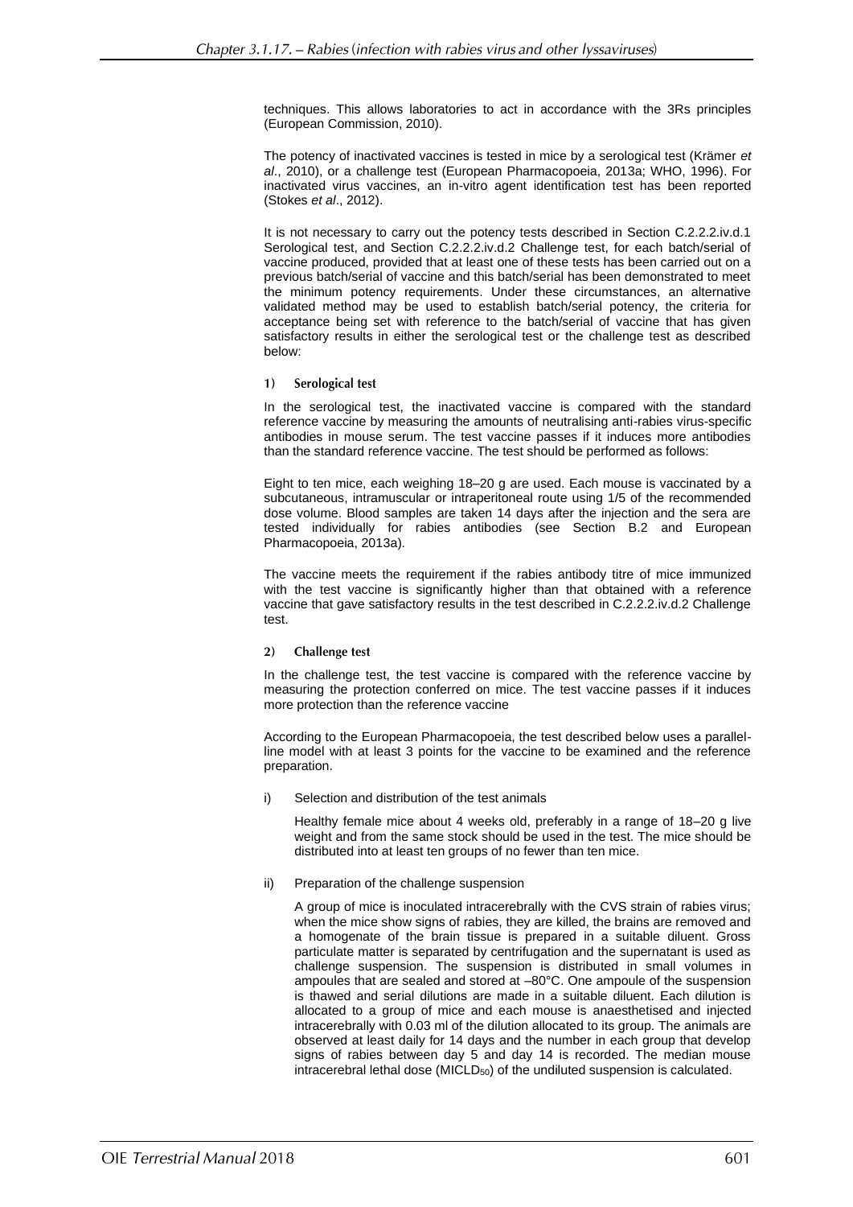techniques. This allows laboratories to act in accordance with the 3Rs principles (European Commission, 2010).

The potency of inactivated vaccines is tested in mice by a serological test (Krämer *et al*., 2010), or a challenge test (European Pharmacopoeia, 2013a; WHO, 1996). For inactivated virus vaccines, an in-vitro agent identification test has been reported (Stokes *et al*., 2012).

It is not necessary to carry out the potency tests described in Section C.2.2.2.iv.d.1 Serological test, and Section C.2.2.2.iv.d.2 Challenge test, for each batch/serial of vaccine produced, provided that at least one of these tests has been carried out on a previous batch/serial of vaccine and this batch/serial has been demonstrated to meet the minimum potency requirements. Under these circumstances, an alternative validated method may be used to establish batch/serial potency, the criteria for acceptance being set with reference to the batch/serial of vaccine that has given satisfactory results in either the serological test or the challenge test as described below:

**1) Serological test**

In the serological test, the inactivated vaccine is compared with the standard reference vaccine by measuring the amounts of neutralising anti-rabies virus-specific antibodies in mouse serum. The test vaccine passes if it induces more antibodies than the standard reference vaccine. The test should be performed as follows:

Eight to ten mice, each weighing 18–20 g are used. Each mouse is vaccinated by a subcutaneous, intramuscular or intraperitoneal route using 1/5 of the recommended dose volume. Blood samples are taken 14 days after the injection and the sera are tested individually for rabies antibodies (see Section B.2 and European Pharmacopoeia, 2013a).

The vaccine meets the requirement if the rabies antibody titre of mice immunized with the test vaccine is significantly higher than that obtained with a reference vaccine that gave satisfactory results in the test described in C.2.2.2.iv.d.2 Challenge test.

**2) Challenge test**

In the challenge test, the test vaccine is compared with the reference vaccine by measuring the protection conferred on mice. The test vaccine passes if it induces more protection than the reference vaccine

According to the European Pharmacopoeia, the test described below uses a parallel-line model with at least 3 points for the vaccine to be examined and the reference preparation.

i) Selection and distribution of the test animals

Healthy female mice about 4 weeks old, preferably in a range of 18–20 g live weight and from the same stock should be used in the test. The mice should be distributed into at least ten groups of no fewer than ten mice.

ii) Preparation of the challenge suspension

A group of mice is inoculated intracerebrally with the CVS strain of rabies virus; when the mice show signs of rabies, they are killed, the brains are removed and a homogenate of the brain tissue is prepared in a suitable diluent. Gross particulate matter is separated by centrifugation and the supernatant is used as challenge suspension. The suspension is distributed in small volumes in ampoules that are sealed and stored at –80°C. One ampoule of the suspension is thawed and serial dilutions are made in a suitable diluent. Each dilution is allocated to a group of mice and each mouse is anaesthetised and injected intracerebrally with 0.03 ml of the dilution allocated to its group. The animals are observed at least daily for 14 days and the number in each group that develop signs of rabies between day 5 and day 14 is recorded. The median mouse intracerebral lethal dose ($MICLD_{50}$) of the undiluted suspension is calculated.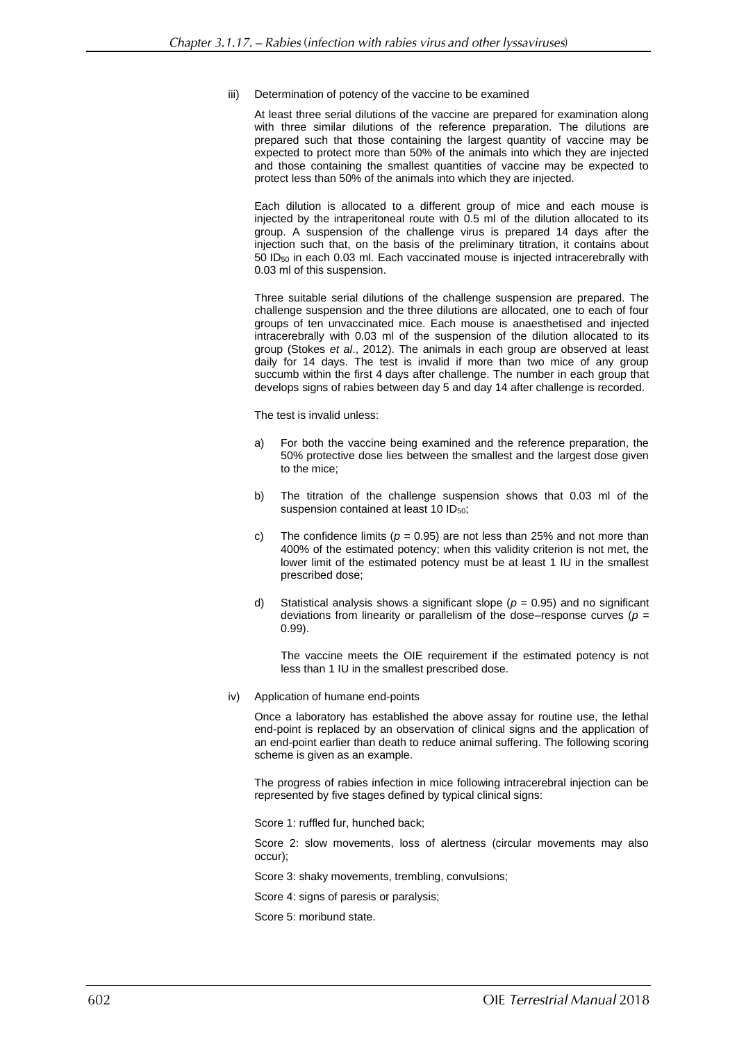iii) Determination of potency of the vaccine to be examined

At least three serial dilutions of the vaccine are prepared for examination along with three similar dilutions of the reference preparation. The dilutions are prepared such that those containing the largest quantity of vaccine may be expected to protect more than 50% of the animals into which they are injected and those containing the smallest quantities of vaccine may be expected to protect less than 50% of the animals into which they are injected.

Each dilution is allocated to a different group of mice and each mouse is injected by the intraperitoneal route with 0.5 ml of the dilution allocated to its group. A suspension of the challenge virus is prepared 14 days after the injection such that, on the basis of the preliminary titration, it contains about 50 $ID_{50}$ in each 0.03 ml. Each vaccinated mouse is injected intracerebrally with 0.03 ml of this suspension.

Three suitable serial dilutions of the challenge suspension are prepared. The challenge suspension and the three dilutions are allocated, one to each of four groups of ten unvaccinated mice. Each mouse is anaesthetised and injected intracerebrally with 0.03 ml of the suspension of the dilution allocated to its group (Stokes *et al*., 2012). The animals in each group are observed at least daily for 14 days. The test is invalid if more than two mice of any group succumb within the first 4 days after challenge. The number in each group that develops signs of rabies between day 5 and day 14 after challenge is recorded.

The test is invalid unless:

a) For both the vaccine being examined and the reference preparation, the 50% protective dose lies between the smallest and the largest dose given to the mice;

b) The titration of the challenge suspension shows that 0.03 ml of the suspension contained at least 10 $ID_{50}$;

c) The confidence limits ($p$ = 0.95) are not less than 25% and not more than 400% of the estimated potency; when this validity criterion is not met, the lower limit of the estimated potency must be at least 1 IU in the smallest prescribed dose;

d) Statistical analysis shows a significant slope ($p$ = 0.95) and no significant deviations from linearity or parallelism of the dose–response curves ($p$ = 0.99).

The vaccine meets the OIE requirement if the estimated potency is not less than 1 IU in the smallest prescribed dose.

iv) Application of humane end-points

Once a laboratory has established the above assay for routine use, the lethal end-point is replaced by an observation of clinical signs and the application of an end-point earlier than death to reduce animal suffering. The following scoring scheme is given as an example.

The progress of rabies infection in mice following intracerebral injection can be represented by five stages defined by typical clinical signs:

Score 1: ruffled fur, hunched back;

Score 2: slow movements, loss of alertness (circular movements may also occur);

Score 3: shaky movements, trembling, convulsions;

Score 4: signs of paresis or paralysis;

Score 5: moribund state.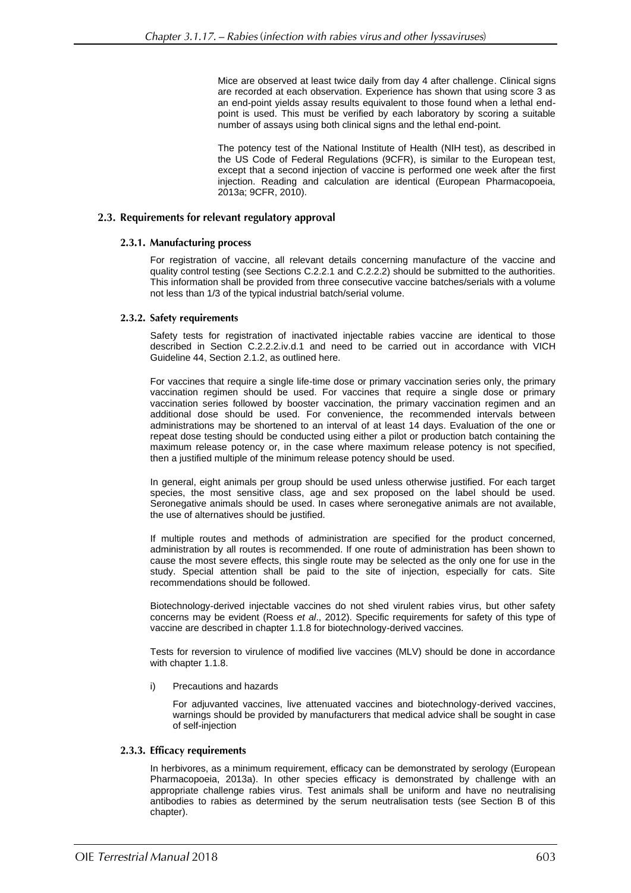Mice are observed at least twice daily from day 4 after challenge. Clinical signs are recorded at each observation. Experience has shown that using score 3 as an end-point yields assay results equivalent to those found when a lethal end-point is used. This must be verified by each laboratory by scoring a suitable number of assays using both clinical signs and the lethal end-point.

The potency test of the National Institute of Health (NIH test), as described in the US Code of Federal Regulations (9CFR), is similar to the European test, except that a second injection of vaccine is performed one week after the first injection. Reading and calculation are identical (European Pharmacopoeia, 2013a; 9CFR, 2010).

### 2.3. Requirements for relevant regulatory approval

#### 2.3.1. Manufacturing process

For registration of vaccine, all relevant details concerning manufacture of the vaccine and quality control testing (see Sections C.2.2.1 and C.2.2.2) should be submitted to the authorities. This information shall be provided from three consecutive vaccine batches/serials with a volume not less than 1/3 of the typical industrial batch/serial volume.

#### 2.3.2. Safety requirements

Safety tests for registration of inactivated injectable rabies vaccine are identical to those described in Section C.2.2.2.iv.d.1 and need to be carried out in accordance with VICH Guideline 44, Section 2.1.2, as outlined here.

For vaccines that require a single life-time dose or primary vaccination series only, the primary vaccination regimen should be used. For vaccines that require a single dose or primary vaccination series followed by booster vaccination, the primary vaccination regimen and an additional dose should be used. For convenience, the recommended intervals between administrations may be shortened to an interval of at least 14 days. Evaluation of the one or repeat dose testing should be conducted using either a pilot or production batch containing the maximum release potency or, in the case where maximum release potency is not specified, then a justified multiple of the minimum release potency should be used.

In general, eight animals per group should be used unless otherwise justified. For each target species, the most sensitive class, age and sex proposed on the label should be used. Seronegative animals should be used. In cases where seronegative animals are not available, the use of alternatives should be justified.

If multiple routes and methods of administration are specified for the product concerned, administration by all routes is recommended. If one route of administration has been shown to cause the most severe effects, this single route may be selected as the only one for use in the study. Special attention shall be paid to the site of injection, especially for cats. Site recommendations should be followed.

Biotechnology-derived injectable vaccines do not shed virulent rabies virus, but other safety concerns may be evident (Roess *et al*., 2012). Specific requirements for safety of this type of vaccine are described in chapter 1.1.8 for biotechnology-derived vaccines.

Tests for reversion to virulence of modified live vaccines (MLV) should be done in accordance with chapter 1.1.8.

i) Precautions and hazards

   For adjuvanted vaccines, live attenuated vaccines and biotechnology-derived vaccines, warnings should be provided by manufacturers that medical advice shall be sought in case of self-injection

#### 2.3.3. Efficacy requirements

In herbivores, as a minimum requirement, efficacy can be demonstrated by serology (European Pharmacopoeia, 2013a). In other species efficacy is demonstrated by challenge with an appropriate challenge rabies virus. Test animals shall be uniform and have no neutralising antibodies to rabies as determined by the serum neutralisation tests (see Section B of this chapter).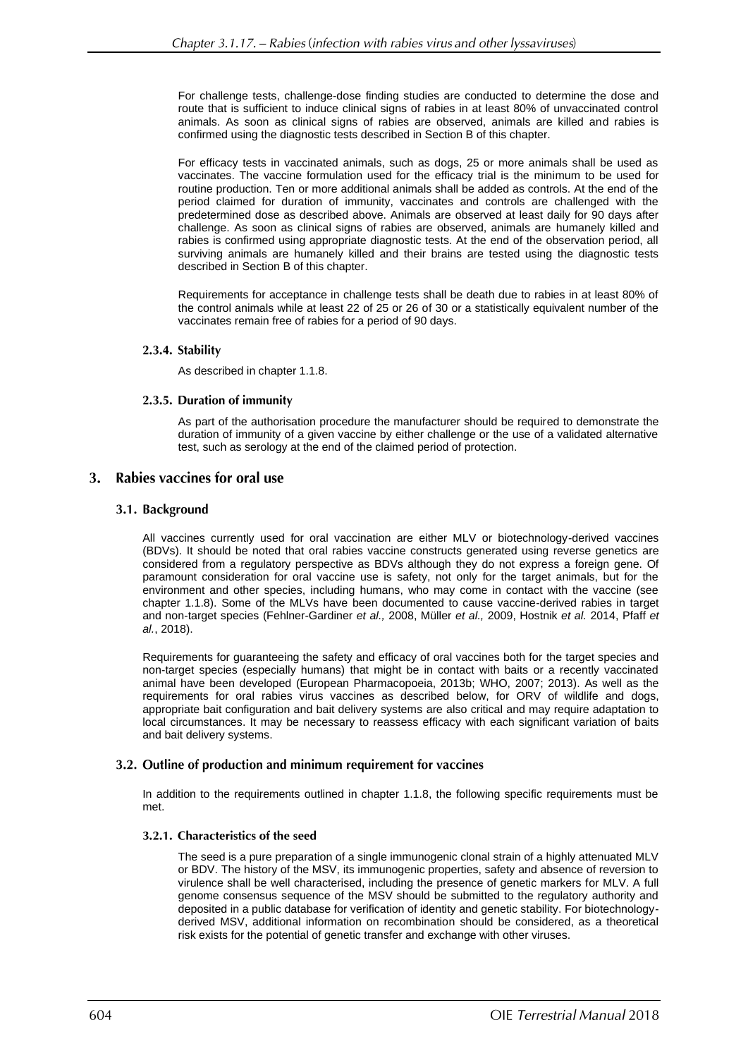For challenge tests, challenge-dose finding studies are conducted to determine the dose and route that is sufficient to induce clinical signs of rabies in at least 80% of unvaccinated control animals. As soon as clinical signs of rabies are observed, animals are killed and rabies is confirmed using the diagnostic tests described in Section B of this chapter.

For efficacy tests in vaccinated animals, such as dogs, 25 or more animals shall be used as vaccinates. The vaccine formulation used for the efficacy trial is the minimum to be used for routine production. Ten or more additional animals shall be added as controls. At the end of the period claimed for duration of immunity, vaccinates and controls are challenged with the predetermined dose as described above. Animals are observed at least daily for 90 days after challenge. As soon as clinical signs of rabies are observed, animals are humanely killed and rabies is confirmed using appropriate diagnostic tests. At the end of the observation period, all surviving animals are humanely killed and their brains are tested using the diagnostic tests described in Section B of this chapter.

Requirements for acceptance in challenge tests shall be death due to rabies in at least 80% of the control animals while at least 22 of 25 or 26 of 30 or a statistically equivalent number of the vaccinates remain free of rabies for a period of 90 days.

#### 2.3.4. Stability

As described in chapter 1.1.8.

#### 2.3.5. Duration of immunity

As part of the authorisation procedure the manufacturer should be required to demonstrate the duration of immunity of a given vaccine by either challenge or the use of a validated alternative test, such as serology at the end of the claimed period of protection.

## 3. Rabies vaccines for oral use

### 3.1. Background

All vaccines currently used for oral vaccination are either MLV or biotechnology-derived vaccines (BDVs). It should be noted that oral rabies vaccine constructs generated using reverse genetics are considered from a regulatory perspective as BDVs although they do not express a foreign gene. Of paramount consideration for oral vaccine use is safety, not only for the target animals, but for the environment and other species, including humans, who may come in contact with the vaccine (see chapter 1.1.8). Some of the MLVs have been documented to cause vaccine-derived rabies in target and non-target species (Fehlner-Gardiner *et al.,* 2008, Müller *et al.,* 2009, Hostnik *et al.* 2014, Pfaff *et al.*, 2018).

Requirements for guaranteeing the safety and efficacy of oral vaccines both for the target species and non-target species (especially humans) that might be in contact with baits or a recently vaccinated animal have been developed (European Pharmacopoeia, 2013b; WHO, 2007; 2013). As well as the requirements for oral rabies virus vaccines as described below, for ORV of wildlife and dogs, appropriate bait configuration and bait delivery systems are also critical and may require adaptation to local circumstances. It may be necessary to reassess efficacy with each significant variation of baits and bait delivery systems.

### 3.2. Outline of production and minimum requirement for vaccines

In addition to the requirements outlined in chapter 1.1.8, the following specific requirements must be met.

#### 3.2.1. Characteristics of the seed

The seed is a pure preparation of a single immunogenic clonal strain of a highly attenuated MLV or BDV. The history of the MSV, its immunogenic properties, safety and absence of reversion to virulence shall be well characterised, including the presence of genetic markers for MLV. A full genome consensus sequence of the MSV should be submitted to the regulatory authority and deposited in a public database for verification of identity and genetic stability. For biotechnology-derived MSV, additional information on recombination should be considered, as a theoretical risk exists for the potential of genetic transfer and exchange with other viruses.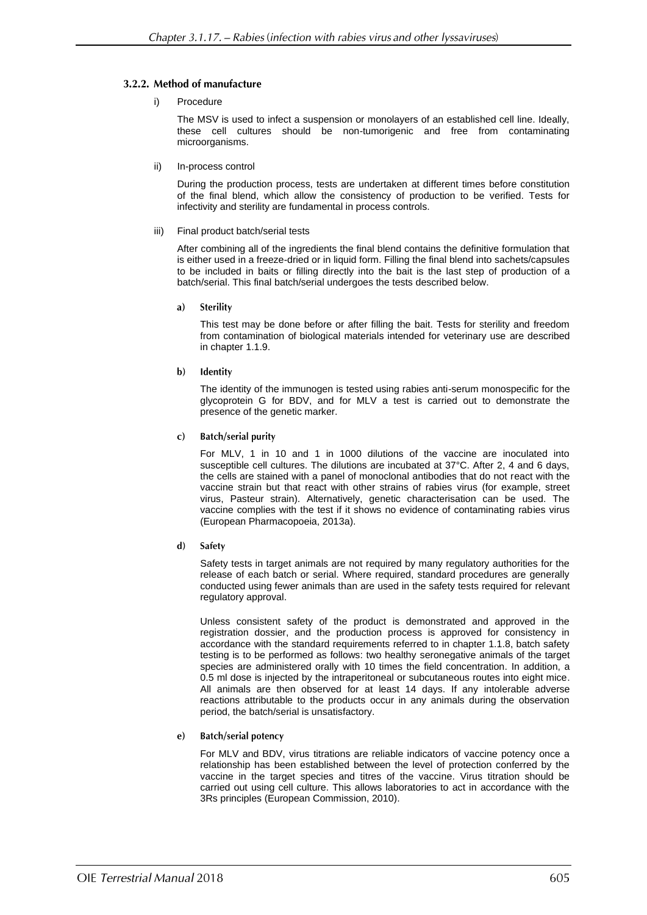### 3.2.2. Method of manufacture

i) Procedure

The MSV is used to infect a suspension or monolayers of an established cell line. Ideally, these cell cultures should be non-tumorigenic and free from contaminating microorganisms.

ii) In-process control

During the production process, tests are undertaken at different times before constitution of the final blend, which allow the consistency of production to be verified. Tests for infectivity and sterility are fundamental in process controls.

iii) Final product batch/serial tests

After combining all of the ingredients the final blend contains the definitive formulation that is either used in a freeze-dried or in liquid form. Filling the final blend into sachets/capsules to be included in baits or filling directly into the bait is the last step of production of a batch/serial. This final batch/serial undergoes the tests described below.

**a) Sterility**

This test may be done before or after filling the bait. Tests for sterility and freedom from contamination of biological materials intended for veterinary use are described in chapter 1.1.9.

**b) Identity**

The identity of the immunogen is tested using rabies anti-serum monospecific for the glycoprotein G for BDV, and for MLV a test is carried out to demonstrate the presence of the genetic marker.

**c) Batch/serial purity**

For MLV, 1 in 10 and 1 in 1000 dilutions of the vaccine are inoculated into susceptible cell cultures. The dilutions are incubated at 37°C. After 2, 4 and 6 days, the cells are stained with a panel of monoclonal antibodies that do not react with the vaccine strain but that react with other strains of rabies virus (for example, street virus, Pasteur strain). Alternatively, genetic characterisation can be used. The vaccine complies with the test if it shows no evidence of contaminating rabies virus (European Pharmacopoeia, 2013a).

**d) Safety**

Safety tests in target animals are not required by many regulatory authorities for the release of each batch or serial. Where required, standard procedures are generally conducted using fewer animals than are used in the safety tests required for relevant regulatory approval.

Unless consistent safety of the product is demonstrated and approved in the registration dossier, and the production process is approved for consistency in accordance with the standard requirements referred to in chapter 1.1.8, batch safety testing is to be performed as follows: two healthy seronegative animals of the target species are administered orally with 10 times the field concentration. In addition, a 0.5 ml dose is injected by the intraperitoneal or subcutaneous routes into eight mice. All animals are then observed for at least 14 days. If any intolerable adverse reactions attributable to the products occur in any animals during the observation period, the batch/serial is unsatisfactory.

**e) Batch/serial potency**

For MLV and BDV, virus titrations are reliable indicators of vaccine potency once a relationship has been established between the level of protection conferred by the vaccine in the target species and titres of the vaccine. Virus titration should be carried out using cell culture. This allows laboratories to act in accordance with the 3Rs principles (European Commission, 2010).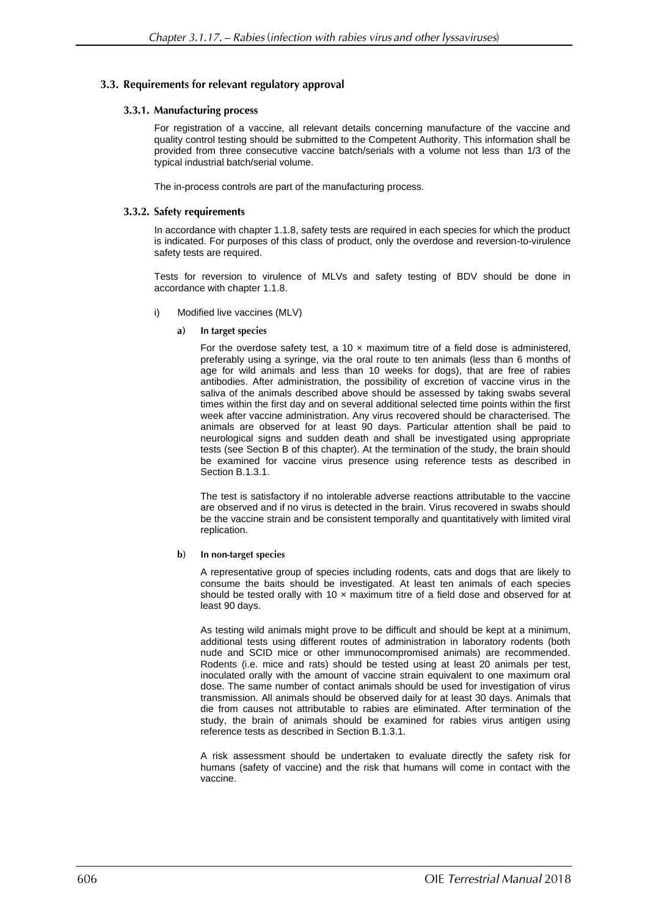## 3.3. Requirements for relevant regulatory approval

### 3.3.1. Manufacturing process

For registration of a vaccine, all relevant details concerning manufacture of the vaccine and quality control testing should be submitted to the Competent Authority. This information shall be provided from three consecutive vaccine batch/serials with a volume not less than 1/3 of the typical industrial batch/serial volume.

The in-process controls are part of the manufacturing process.

### 3.3.2. Safety requirements

In accordance with chapter 1.1.8, safety tests are required in each species for which the product is indicated. For purposes of this class of product, only the overdose and reversion-to-virulence safety tests are required.

Tests for reversion to virulence of MLVs and safety testing of BDV should be done in accordance with chapter 1.1.8.

i) Modified live vaccines (MLV)

**a) In target species**

For the overdose safety test, a 10 × maximum titre of a field dose is administered, preferably using a syringe, via the oral route to ten animals (less than 6 months of age for wild animals and less than 10 weeks for dogs), that are free of rabies antibodies. After administration, the possibility of excretion of vaccine virus in the saliva of the animals described above should be assessed by taking swabs several times within the first day and on several additional selected time points within the first week after vaccine administration. Any virus recovered should be characterised. The animals are observed for at least 90 days. Particular attention shall be paid to neurological signs and sudden death and shall be investigated using appropriate tests (see Section B of this chapter). At the termination of the study, the brain should be examined for vaccine virus presence using reference tests as described in Section B.1.3.1.

The test is satisfactory if no intolerable adverse reactions attributable to the vaccine are observed and if no virus is detected in the brain. Virus recovered in swabs should be the vaccine strain and be consistent temporally and quantitatively with limited viral replication.

**b) In non-target species**

A representative group of species including rodents, cats and dogs that are likely to consume the baits should be investigated. At least ten animals of each species should be tested orally with 10 × maximum titre of a field dose and observed for at least 90 days.

As testing wild animals might prove to be difficult and should be kept at a minimum, additional tests using different routes of administration in laboratory rodents (both nude and SCID mice or other immunocompromised animals) are recommended. Rodents (i.e. mice and rats) should be tested using at least 20 animals per test, inoculated orally with the amount of vaccine strain equivalent to one maximum oral dose. The same number of contact animals should be used for investigation of virus transmission. All animals should be observed daily for at least 30 days. Animals that die from causes not attributable to rabies are eliminated. After termination of the study, the brain of animals should be examined for rabies virus antigen using reference tests as described in Section B.1.3.1.

A risk assessment should be undertaken to evaluate directly the safety risk for humans (safety of vaccine) and the risk that humans will come in contact with the vaccine.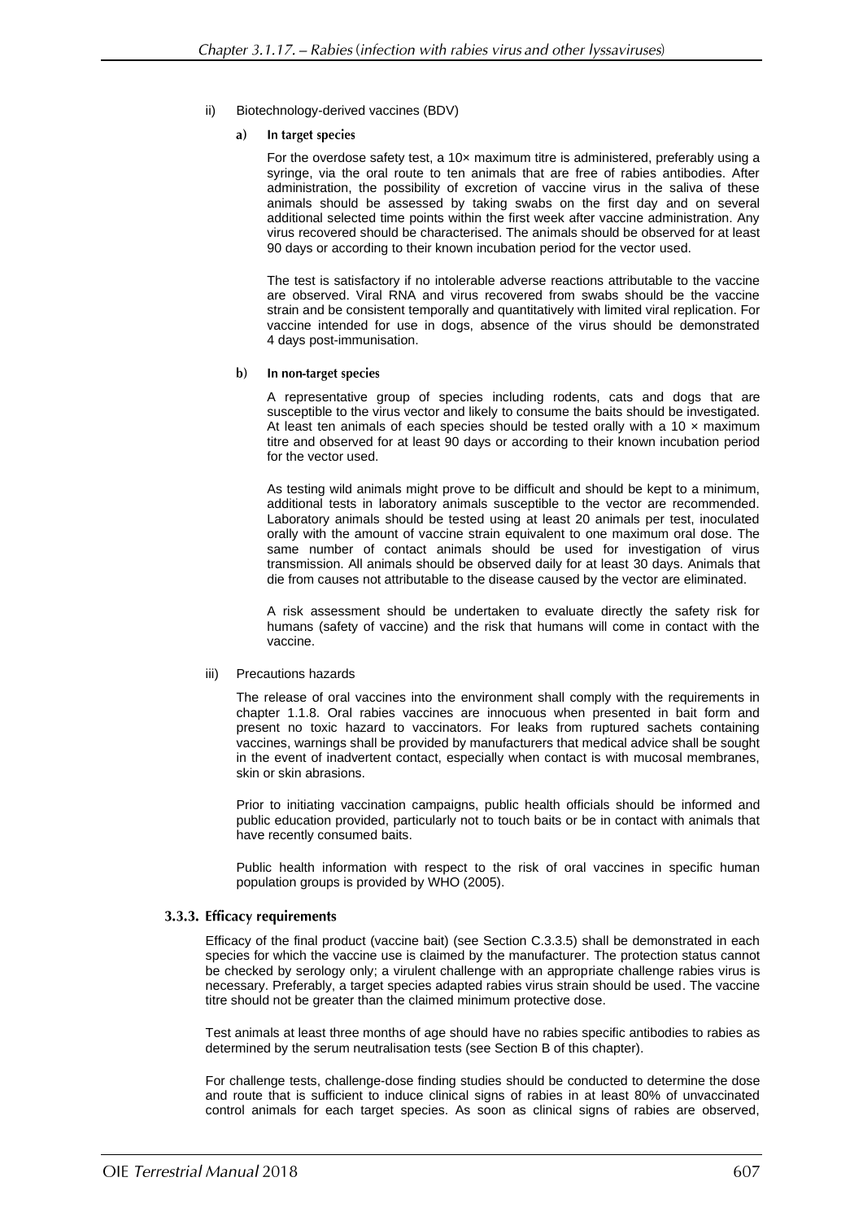ii) Biotechnology-derived vaccines (BDV)

**a) In target species**

For the overdose safety test, a 10× maximum titre is administered, preferably using a syringe, via the oral route to ten animals that are free of rabies antibodies. After administration, the possibility of excretion of vaccine virus in the saliva of these animals should be assessed by taking swabs on the first day and on several additional selected time points within the first week after vaccine administration. Any virus recovered should be characterised. The animals should be observed for at least 90 days or according to their known incubation period for the vector used.

The test is satisfactory if no intolerable adverse reactions attributable to the vaccine are observed. Viral RNA and virus recovered from swabs should be the vaccine strain and be consistent temporally and quantitatively with limited viral replication. For vaccine intended for use in dogs, absence of the virus should be demonstrated 4 days post-immunisation.

**b) In non-target species**

A representative group of species including rodents, cats and dogs that are susceptible to the virus vector and likely to consume the baits should be investigated. At least ten animals of each species should be tested orally with a 10 × maximum titre and observed for at least 90 days or according to their known incubation period for the vector used.

As testing wild animals might prove to be difficult and should be kept to a minimum, additional tests in laboratory animals susceptible to the vector are recommended. Laboratory animals should be tested using at least 20 animals per test, inoculated orally with the amount of vaccine strain equivalent to one maximum oral dose. The same number of contact animals should be used for investigation of virus transmission. All animals should be observed daily for at least 30 days. Animals that die from causes not attributable to the disease caused by the vector are eliminated.

A risk assessment should be undertaken to evaluate directly the safety risk for humans (safety of vaccine) and the risk that humans will come in contact with the vaccine.

iii) Precautions hazards

The release of oral vaccines into the environment shall comply with the requirements in chapter 1.1.8. Oral rabies vaccines are innocuous when presented in bait form and present no toxic hazard to vaccinators. For leaks from ruptured sachets containing vaccines, warnings shall be provided by manufacturers that medical advice shall be sought in the event of inadvertent contact, especially when contact is with mucosal membranes, skin or skin abrasions.

Prior to initiating vaccination campaigns, public health officials should be informed and public education provided, particularly not to touch baits or be in contact with animals that have recently consumed baits.

Public health information with respect to the risk of oral vaccines in specific human population groups is provided by WHO (2005).

### 3.3.3. Efficacy requirements

Efficacy of the final product (vaccine bait) (see Section C.3.3.5) shall be demonstrated in each species for which the vaccine use is claimed by the manufacturer. The protection status cannot be checked by serology only; a virulent challenge with an appropriate challenge rabies virus is necessary. Preferably, a target species adapted rabies virus strain should be used. The vaccine titre should not be greater than the claimed minimum protective dose.

Test animals at least three months of age should have no rabies specific antibodies to rabies as determined by the serum neutralisation tests (see Section B of this chapter).

For challenge tests, challenge-dose finding studies should be conducted to determine the dose and route that is sufficient to induce clinical signs of rabies in at least 80% of unvaccinated control animals for each target species. As soon as clinical signs of rabies are observed,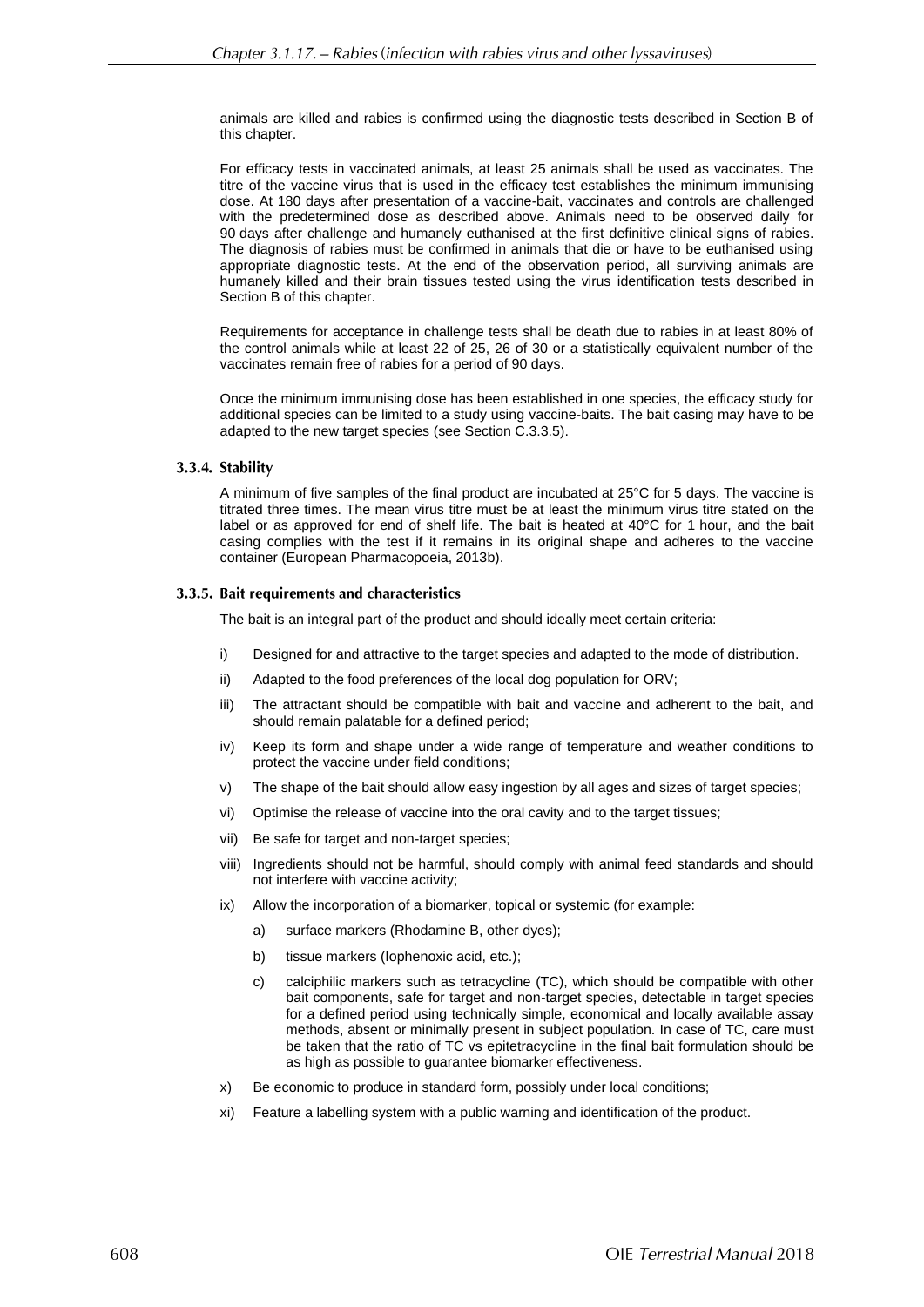animals are killed and rabies is confirmed using the diagnostic tests described in Section B of this chapter.

For efficacy tests in vaccinated animals, at least 25 animals shall be used as vaccinates. The titre of the vaccine virus that is used in the efficacy test establishes the minimum immunising dose. At 180 days after presentation of a vaccine-bait, vaccinates and controls are challenged with the predetermined dose as described above. Animals need to be observed daily for 90 days after challenge and humanely euthanised at the first definitive clinical signs of rabies. The diagnosis of rabies must be confirmed in animals that die or have to be euthanised using appropriate diagnostic tests. At the end of the observation period, all surviving animals are humanely killed and their brain tissues tested using the virus identification tests described in Section B of this chapter.

Requirements for acceptance in challenge tests shall be death due to rabies in at least 80% of the control animals while at least 22 of 25, 26 of 30 or a statistically equivalent number of the vaccinates remain free of rabies for a period of 90 days.

Once the minimum immunising dose has been established in one species, the efficacy study for additional species can be limited to a study using vaccine-baits. The bait casing may have to be adapted to the new target species (see Section C.3.3.5).

### 3.3.4. Stability

A minimum of five samples of the final product are incubated at 25°C for 5 days. The vaccine is titrated three times. The mean virus titre must be at least the minimum virus titre stated on the label or as approved for end of shelf life. The bait is heated at 40°C for 1 hour, and the bait casing complies with the test if it remains in its original shape and adheres to the vaccine container (European Pharmacopoeia, 2013b).

### 3.3.5. Bait requirements and characteristics

The bait is an integral part of the product and should ideally meet certain criteria:

i) Designed for and attractive to the target species and adapted to the mode of distribution.

ii) Adapted to the food preferences of the local dog population for ORV;

iii) The attractant should be compatible with bait and vaccine and adherent to the bait, and should remain palatable for a defined period;

iv) Keep its form and shape under a wide range of temperature and weather conditions to protect the vaccine under field conditions;

v) The shape of the bait should allow easy ingestion by all ages and sizes of target species;

vi) Optimise the release of vaccine into the oral cavity and to the target tissues;

vii) Be safe for target and non-target species;

viii) Ingredients should not be harmful, should comply with animal feed standards and should not interfere with vaccine activity;

ix) Allow the incorporation of a biomarker, topical or systemic (for example:

   a) surface markers (Rhodamine B, other dyes);

   b) tissue markers (Iophenoxic acid, etc.);

   c) calciphilic markers such as tetracycline (TC), which should be compatible with other bait components, safe for target and non-target species, detectable in target species for a defined period using technically simple, economical and locally available assay methods, absent or minimally present in subject population. In case of TC, care must be taken that the ratio of TC vs epitetracycline in the final bait formulation should be as high as possible to guarantee biomarker effectiveness.

x) Be economic to produce in standard form, possibly under local conditions;

xi) Feature a labelling system with a public warning and identification of the product.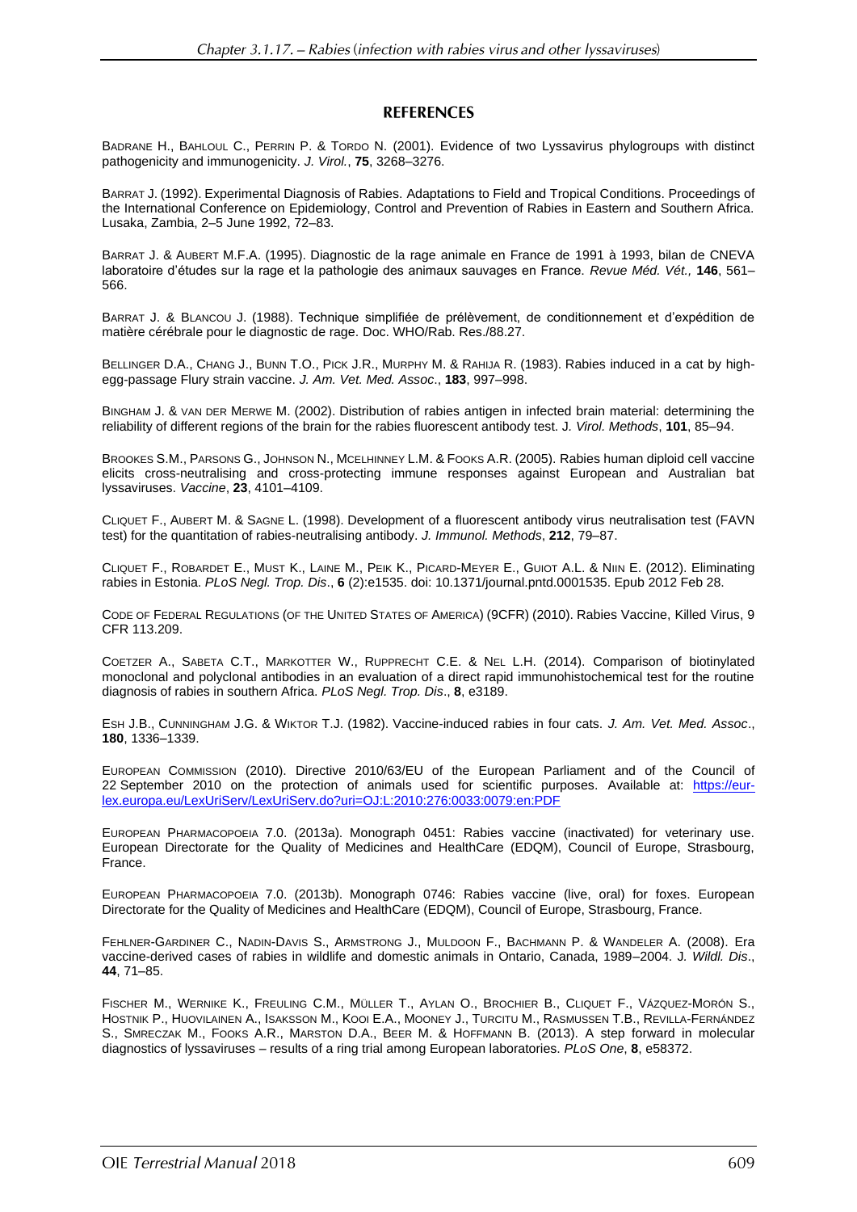## REFERENCES

BADRANE H., BAHLOUL C., PERRIN P. & TORDO N. (2001). Evidence of two Lyssavirus phylogroups with distinct pathogenicity and immunogenicity. *J. Virol.*, **75**, 3268–3276.

BARRAT J. (1992). Experimental Diagnosis of Rabies. Adaptations to Field and Tropical Conditions. Proceedings of the International Conference on Epidemiology, Control and Prevention of Rabies in Eastern and Southern Africa. Lusaka, Zambia, 2–5 June 1992, 72–83.

BARRAT J. & AUBERT M.F.A. (1995). Diagnostic de la rage animale en France de 1991 à 1993, bilan de CNEVA laboratoire d'études sur la rage et la pathologie des animaux sauvages en France. *Revue Méd. Vét.,* **146**, 561–566.

BARRAT J. & BLANCOU J. (1988). Technique simplifiée de prélèvement, de conditionnement et d'expédition de matière cérébrale pour le diagnostic de rage. Doc. WHO/Rab. Res./88.27.

BELLINGER D.A., CHANG J., BUNN T.O., PICK J.R., MURPHY M. & RAHIJA R. (1983). Rabies induced in a cat by high-egg-passage Flury strain vaccine. *J. Am. Vet. Med. Assoc*., **183**, 997–998.

BINGHAM J. & VAN DER MERWE M. (2002). Distribution of rabies antigen in infected brain material: determining the reliability of different regions of the brain for the rabies fluorescent antibody test. J*. Virol. Methods*, **101**, 85–94.

BROOKES S.M., PARSONS G., JOHNSON N., MCELHINNEY L.M. & FOOKS A.R. (2005). Rabies human diploid cell vaccine elicits cross-neutralising and cross-protecting immune responses against European and Australian bat lyssaviruses. *Vaccine*, **23**, 4101–4109.

CLIQUET F., AUBERT M. & SAGNE L. (1998). Development of a fluorescent antibody virus neutralisation test (FAVN test) for the quantitation of rabies-neutralising antibody. *J. Immunol. Methods*, **212**, 79–87.

CLIQUET F., ROBARDET E., MUST K., LAINE M., PEIK K., PICARD-MEYER E., GUIOT A.L. & NIIN E. (2012). Eliminating rabies in Estonia. *PLoS Negl. Trop. Dis*., **6** (2):e1535. doi: 10.1371/journal.pntd.0001535. Epub 2012 Feb 28.

CODE OF FEDERAL REGULATIONS (OF THE UNITED STATES OF AMERICA) (9CFR) (2010). Rabies Vaccine, Killed Virus, 9 CFR 113.209.

COETZER A., SABETA C.T., MARKOTTER W., RUPPRECHT C.E. & NEL L.H. (2014). Comparison of biotinylated monoclonal and polyclonal antibodies in an evaluation of a direct rapid immunohistochemical test for the routine diagnosis of rabies in southern Africa. *PLoS Negl. Trop. Dis*., **8**, e3189.

ESH J.B., CUNNINGHAM J.G. & WIKTOR T.J. (1982). Vaccine-induced rabies in four cats. *J. Am. Vet. Med. Assoc*., **180**, 1336–1339.

EUROPEAN COMMISSION (2010). Directive 2010/63/EU of the European Parliament and of the Council of 22 September 2010 on the protection of animals used for scientific purposes. Available at: https://eur-lex.europa.eu/LexUriServ/LexUriServ.do?uri=OJ:L:2010:276:0033:0079:en:PDF

EUROPEAN PHARMACOPOEIA 7.0. (2013a). Monograph 0451: Rabies vaccine (inactivated) for veterinary use. European Directorate for the Quality of Medicines and HealthCare (EDQM), Council of Europe, Strasbourg, France.

EUROPEAN PHARMACOPOEIA 7.0. (2013b). Monograph 0746: Rabies vaccine (live, oral) for foxes. European Directorate for the Quality of Medicines and HealthCare (EDQM), Council of Europe, Strasbourg, France.

FEHLNER-GARDINER C., NADIN-DAVIS S., ARMSTRONG J., MULDOON F., BACHMANN P. & WANDELER A. (2008). Era vaccine-derived cases of rabies in wildlife and domestic animals in Ontario, Canada, 1989–2004. J*. Wildl. Dis*., **44**, 71–85.

FISCHER M., WERNIKE K., FREULING C.M., MÜLLER T., AYLAN O., BROCHIER B., CLIQUET F., VÁZQUEZ-MORÓN S., HOSTNIK P., HUOVILAINEN A., ISAKSSON M., KOOI E.A., MOONEY J., TURCITU M., RASMUSSEN T.B., REVILLA-FERNÁNDEZ S., SMRECZAK M., FOOKS A.R., MARSTON D.A., BEER M. & HOFFMANN B. (2013). A step forward in molecular diagnostics of lyssaviruses – results of a ring trial among European laboratories. *PLoS One*, **8**, e58372.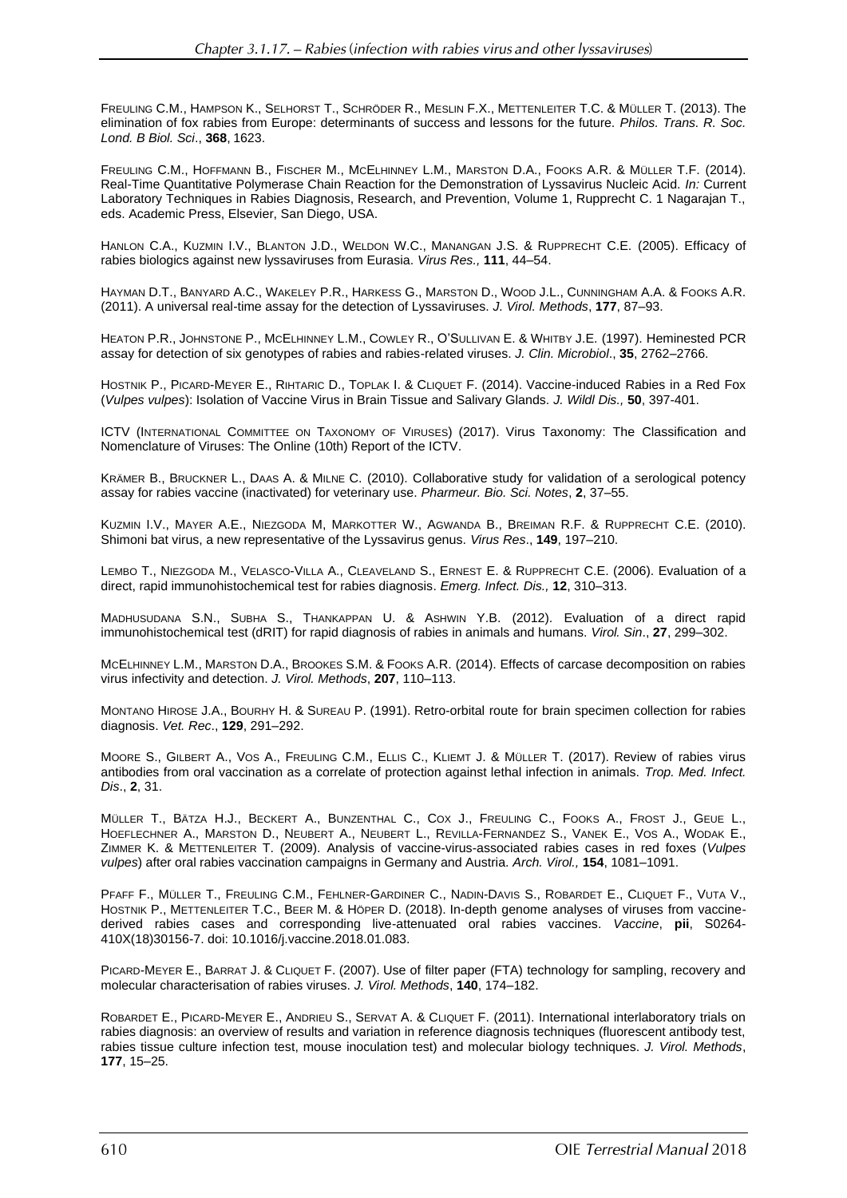FREULING C.M., HAMPSON K., SELHORST T., SCHRÖDER R., MESLIN F.X., METTENLEITER T.C. & MÜLLER T. (2013). The elimination of fox rabies from Europe: determinants of success and lessons for the future. *Philos. Trans. R. Soc. Lond. B Biol. Sci*., **368**, 1623.

FREULING C.M., HOFFMANN B., FISCHER M., MCELHINNEY L.M., MARSTON D.A., FOOKS A.R. & MÜLLER T.F. (2014). Real-Time Quantitative Polymerase Chain Reaction for the Demonstration of Lyssavirus Nucleic Acid. *In:* Current Laboratory Techniques in Rabies Diagnosis, Research, and Prevention, Volume 1, Rupprecht C. 1 Nagarajan T., eds. Academic Press, Elsevier, San Diego, USA.

HANLON C.A., KUZMIN I.V., BLANTON J.D., WELDON W.C., MANANGAN J.S. & RUPPRECHT C.E. (2005). Efficacy of rabies biologics against new lyssaviruses from Eurasia. *Virus Res.,* **111**, 44–54.

HAYMAN D.T., BANYARD A.C., WAKELEY P.R., HARKESS G., MARSTON D., WOOD J.L., CUNNINGHAM A.A. & FOOKS A.R. (2011). A universal real-time assay for the detection of Lyssaviruses. *J. Virol. Methods*, **177**, 87–93.

HEATON P.R., JOHNSTONE P., MCELHINNEY L.M., COWLEY R., O'SULLIVAN E. & WHITBY J.E. (1997). Heminested PCR assay for detection of six genotypes of rabies and rabies-related viruses. *J. Clin. Microbiol*., **35**, 2762–2766.

HOSTNIK P., PICARD-MEYER E., RIHTARIC D., TOPLAK I. & CLIQUET F. (2014). Vaccine-induced Rabies in a Red Fox (*Vulpes vulpes*): Isolation of Vaccine Virus in Brain Tissue and Salivary Glands. *J. Wildl Dis.,* **50**, 397-401.

ICTV (INTERNATIONAL COMMITTEE ON TAXONOMY OF VIRUSES) (2017). Virus Taxonomy: The Classification and Nomenclature of Viruses: The Online (10th) Report of the ICTV.

KRÄMER B., BRUCKNER L., DAAS A. & MILNE C. (2010). Collaborative study for validation of a serological potency assay for rabies vaccine (inactivated) for veterinary use. *Pharmeur. Bio. Sci. Notes*, **2**, 37–55.

KUZMIN I.V., MAYER A.E., NIEZGODA M, MARKOTTER W., AGWANDA B., BREIMAN R.F. & RUPPRECHT C.E. (2010). Shimoni bat virus, a new representative of the Lyssavirus genus. *Virus Res*., **149**, 197–210.

LEMBO T., NIEZGODA M., VELASCO-VILLA A., CLEAVELAND S., ERNEST E. & RUPPRECHT C.E. (2006). Evaluation of a direct, rapid immunohistochemical test for rabies diagnosis. *Emerg. Infect. Dis.,* **12**, 310–313.

MADHUSUDANA S.N., SUBHA S., THANKAPPAN U. & ASHWIN Y.B. (2012). Evaluation of a direct rapid immunohistochemical test (dRIT) for rapid diagnosis of rabies in animals and humans. *Virol. Sin*., **27**, 299–302.

MCELHINNEY L.M., MARSTON D.A., BROOKES S.M. & FOOKS A.R. (2014). Effects of carcase decomposition on rabies virus infectivity and detection. *J. Virol. Methods*, **207**, 110–113.

MONTANO HIROSE J.A., BOURHY H. & SUREAU P. (1991). Retro-orbital route for brain specimen collection for rabies diagnosis. *Vet. Rec*., **129**, 291–292.

MOORE S., GILBERT A., VOS A., FREULING C.M., ELLIS C., KLIEMT J. & MÜLLER T. (2017). Review of rabies virus antibodies from oral vaccination as a correlate of protection against lethal infection in animals. *Trop. Med. Infect. Dis*., **2**, 31.

MÜLLER T., BÄTZA H.J., BECKERT A., BUNZENTHAL C., COX J., FREULING C., FOOKS A., FROST J., GEUE L., HOEFLECHNER A., MARSTON D., NEUBERT A., NEUBERT L., REVILLA-FERNANDEZ S., VANEK E., VOS A., WODAK E., ZIMMER K. & METTENLEITER T. (2009). Analysis of vaccine-virus-associated rabies cases in red foxes (*Vulpes vulpes*) after oral rabies vaccination campaigns in Germany and Austria. *Arch. Virol.,* **154**, 1081–1091.

PFAFF F., MÜLLER T., FREULING C.M., FEHLNER-GARDINER C., NADIN-DAVIS S., ROBARDET E., CLIQUET F., VUTA V., HOSTNIK P., METTENLEITER T.C., BEER M. & HÖPER D. (2018). In-depth genome analyses of viruses from vaccine-derived rabies cases and corresponding live-attenuated oral rabies vaccines. *Vaccine*, **pii**, S0264-410X(18)30156-7. doi: 10.1016/j.vaccine.2018.01.083.

PICARD-MEYER E., BARRAT J. & CLIQUET F. (2007). Use of filter paper (FTA) technology for sampling, recovery and molecular characterisation of rabies viruses. *J. Virol. Methods*, **140**, 174–182.

ROBARDET E., PICARD-MEYER E., ANDRIEU S., SERVAT A. & CLIQUET F. (2011). International interlaboratory trials on rabies diagnosis: an overview of results and variation in reference diagnosis techniques (fluorescent antibody test, rabies tissue culture infection test, mouse inoculation test) and molecular biology techniques. *J. Virol. Methods*, **177**, 15–25.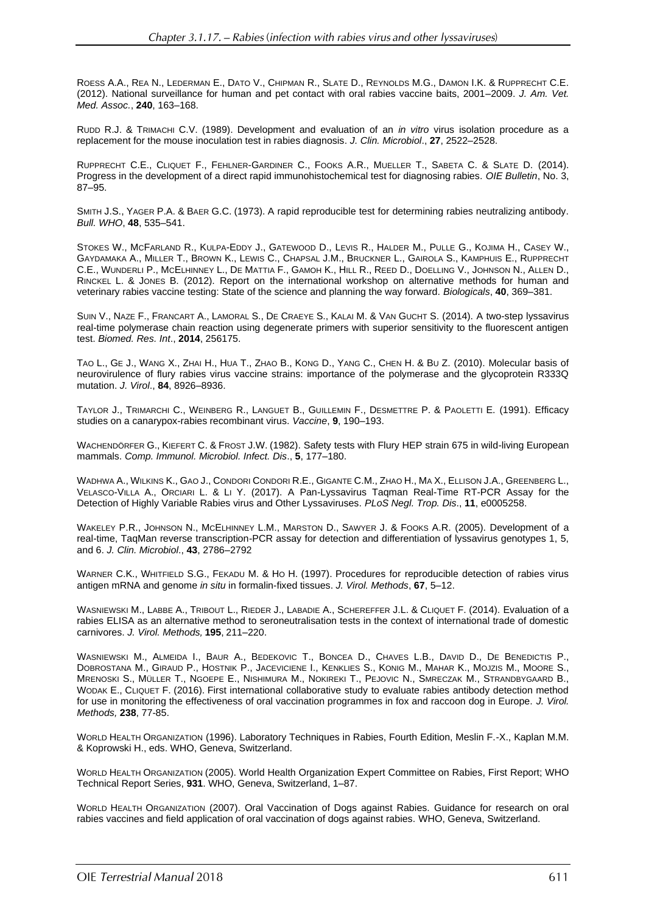ROESS A.A., REA N., LEDERMAN E., DATO V., CHIPMAN R., SLATE D., REYNOLDS M.G., DAMON I.K. & RUPPRECHT C.E. (2012). National surveillance for human and pet contact with oral rabies vaccine baits, 2001–2009. *J. Am. Vet. Med. Assoc.*, **240**, 163–168.

RUDD R.J. & TRIMACHI C.V. (1989). Development and evaluation of an *in vitro* virus isolation procedure as a replacement for the mouse inoculation test in rabies diagnosis. *J. Clin. Microbiol*., **27**, 2522–2528.

RUPPRECHT C.E., CLIQUET F., FEHLNER-GARDINER C., FOOKS A.R., MUELLER T., SABETA C. & SLATE D. (2014). Progress in the development of a direct rapid immunohistochemical test for diagnosing rabies. *OIE Bulletin*, No. 3, 87–95.

SMITH J.S., YAGER P.A. & BAER G.C. (1973). A rapid reproducible test for determining rabies neutralizing antibody. *Bull. WHO*, **48**, 535–541.

STOKES W., MCFARLAND R., KULPA-EDDY J., GATEWOOD D., LEVIS R., HALDER M., PULLE G., KOJIMA H., CASEY W., GAYDAMAKA A., MILLER T., BROWN K., LEWIS C., CHAPSAL J.M., BRUCKNER L., GAIROLA S., KAMPHUIS E., RUPPRECHT C.E., WUNDERLI P., MCELHINNEY L., DE MATTIA F., GAMOH K., HILL R., REED D., DOELLING V., JOHNSON N., ALLEN D., RINCKEL L. & JONES B. (2012). Report on the international workshop on alternative methods for human and veterinary rabies vaccine testing: State of the science and planning the way forward. *Biologicals*, **40**, 369–381.

SUIN V., NAZE F., FRANCART A., LAMORAL S., DE CRAEYE S., KALAI M. & VAN GUCHT S. (2014). A two-step lyssavirus real-time polymerase chain reaction using degenerate primers with superior sensitivity to the fluorescent antigen test. *Biomed. Res. Int*., **2014**, 256175.

TAO L., GE J., WANG X., ZHAI H., HUA T., ZHAO B., KONG D., YANG C., CHEN H. & BU Z. (2010). Molecular basis of neurovirulence of flury rabies virus vaccine strains: importance of the polymerase and the glycoprotein R333Q mutation. *J. Virol*., **84**, 8926–8936.

TAYLOR J., TRIMARCHI C., WEINBERG R., LANGUET B., GUILLEMIN F., DESMETTRE P. & PAOLETTI E. (1991). Efficacy studies on a canarypox-rabies recombinant virus. *Vaccine*, **9**, 190–193.

WACHENDÖRFER G., KIEFERT C. & FROST J.W. (1982). Safety tests with Flury HEP strain 675 in wild-living European mammals. *Comp. Immunol. Microbiol. Infect. Dis*., **5**, 177–180.

WADHWA A., WILKINS K., GAO J., CONDORI CONDORI R.E., GIGANTE C.M., ZHAO H., MA X., ELLISON J.A., GREENBERG L., VELASCO-VILLA A., ORCIARI L. & LI Y. (2017). A Pan-Lyssavirus Taqman Real-Time RT-PCR Assay for the Detection of Highly Variable Rabies virus and Other Lyssaviruses. *PLoS Negl. Trop. Dis*., **11**, e0005258.

WAKELEY P.R., JOHNSON N., MCELHINNEY L.M., MARSTON D., SAWYER J. & FOOKS A.R. (2005). Development of a real-time, TaqMan reverse transcription-PCR assay for detection and differentiation of lyssavirus genotypes 1, 5, and 6. *J. Clin. Microbiol*., **43**, 2786–2792

WARNER C.K., WHITFIELD S.G., FEKADU M. & HO H. (1997). Procedures for reproducible detection of rabies virus antigen mRNA and genome *in situ* in formalin-fixed tissues. *J. Virol. Methods*, **67**, 5–12.

WASNIEWSKI M., LABBE A., TRIBOUT L., RIEDER J., LABADIE A., SCHEREFFER J.L. & CLIQUET F. (2014). Evaluation of a rabies ELISA as an alternative method to seroneutralisation tests in the context of international trade of domestic carnivores. *J. Virol. Methods,* **195**, 211–220.

WASNIEWSKI M., ALMEIDA I., BAUR A., BEDEKOVIC T., BONCEA D., CHAVES L.B., DAVID D., DE BENEDICTIS P., DOBROSTANA M., GIRAUD P., HOSTNIK P., JACEVICIENE I., KENKLIES S., KONIG M., MAHAR K., MOJZIS M., MOORE S., MRENOSKI S., MÜLLER T., NGOEPE E., NISHIMURA M., NOKIREKI T., PEJOVIC N., SMRECZAK M., STRANDBYGAARD B., WODAK E., CLIQUET F. (2016). First international collaborative study to evaluate rabies antibody detection method for use in monitoring the effectiveness of oral vaccination programmes in fox and raccoon dog in Europe. *J. Virol. Methods,* **238**, 77-85.

WORLD HEALTH ORGANIZATION (1996). Laboratory Techniques in Rabies, Fourth Edition, Meslin F.-X., Kaplan M.M. & Koprowski H., eds. WHO, Geneva, Switzerland.

WORLD HEALTH ORGANIZATION (2005). World Health Organization Expert Committee on Rabies, First Report; WHO Technical Report Series, **931**. WHO, Geneva, Switzerland, 1–87.

WORLD HEALTH ORGANIZATION (2007). Oral Vaccination of Dogs against Rabies. Guidance for research on oral rabies vaccines and field application of oral vaccination of dogs against rabies. WHO, Geneva, Switzerland.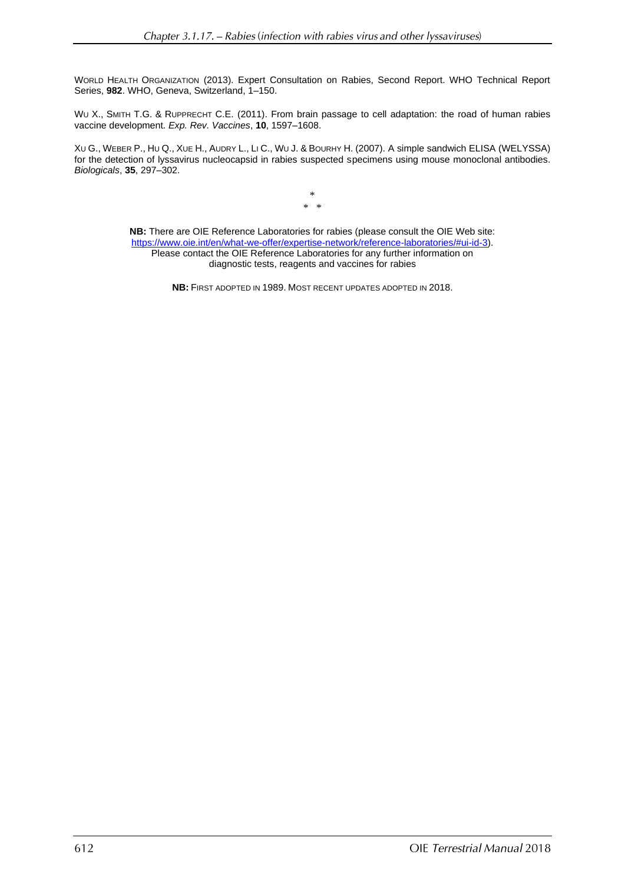WORLD HEALTH ORGANIZATION (2013). Expert Consultation on Rabies, Second Report. WHO Technical Report Series, **982**. WHO, Geneva, Switzerland, 1–150.

WU X., SMITH T.G. & RUPPRECHT C.E. (2011). From brain passage to cell adaptation: the road of human rabies vaccine development. *Exp. Rev. Vaccines*, **10**, 1597–1608.

XU G., WEBER P., HU Q., XUE H., AUDRY L., LI C., WU J. & BOURHY H. (2007). A simple sandwich ELISA (WELYSSA) for the detection of lyssavirus nucleocapsid in rabies suspected specimens using mouse monoclonal antibodies. *Biologicals*, **35**, 297–302.

\*
\* \*

**NB:** There are OIE Reference Laboratories for rabies (please consult the OIE Web site: https://www.oie.int/en/what-we-offer/expertise-network/reference-laboratories/#ui-id-3). Please contact the OIE Reference Laboratories for any further information on diagnostic tests, reagents and vaccines for rabies

**NB:** FIRST ADOPTED IN 1989. MOST RECENT UPDATES ADOPTED IN 2018.